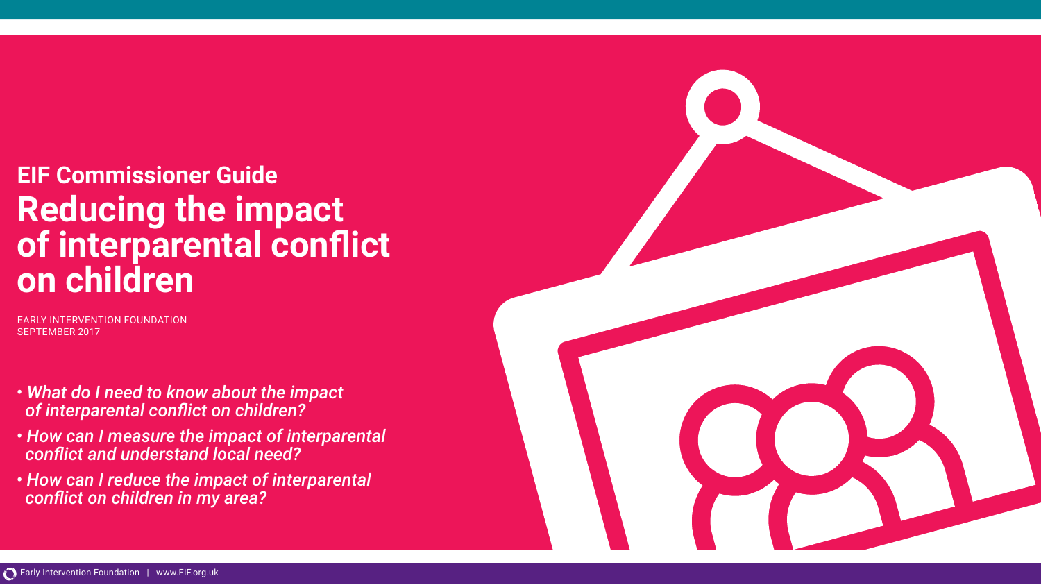**EIF Commissioner Guide**

# Reducing the impact of interparental conflict on children

EARLY INTERVENTION FOUNDATION
SEPTEMBER 2017

- *What do I need to know about the impact of interparental conflict on children?*
- *How can I measure the impact of interparental conflict and understand local need?*
- *How can I reduce the impact of interparental conflict on children in my area?*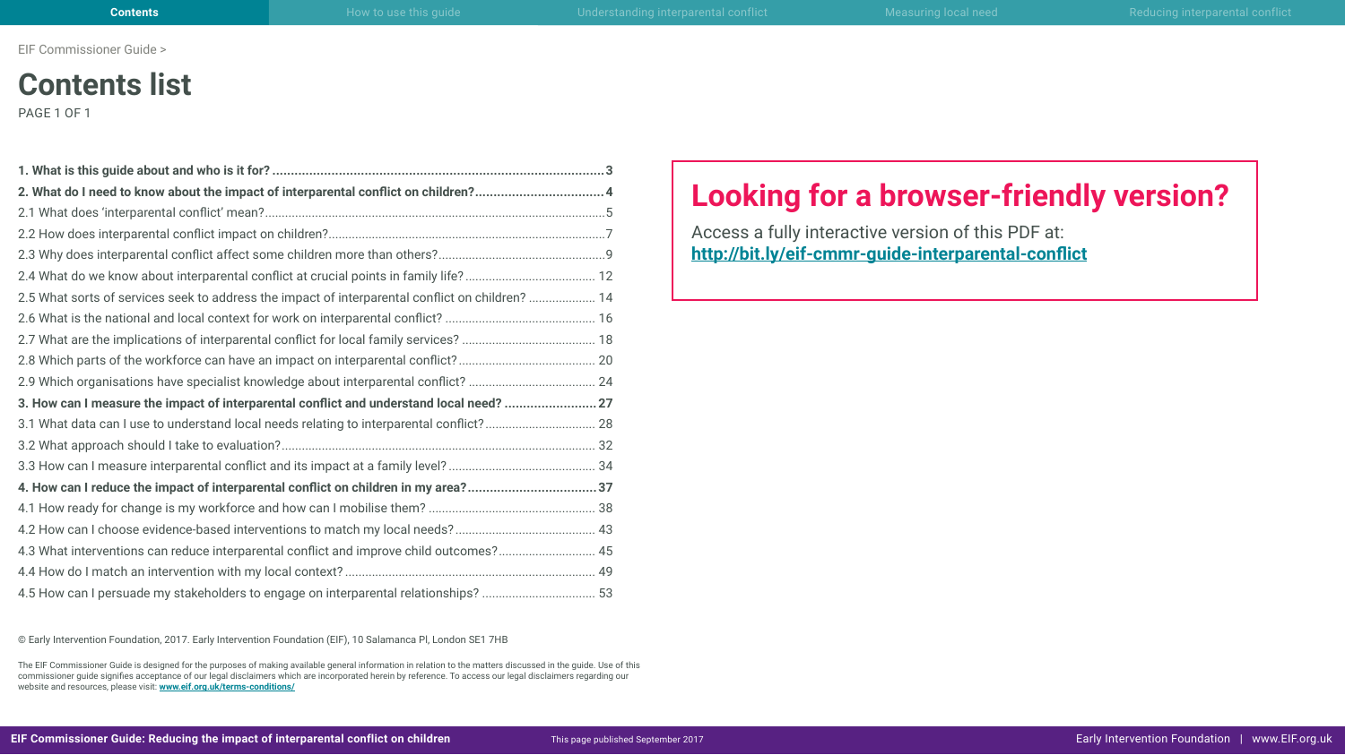EIF Commissioner Guide >

# Contents list

PAGE 1 OF 1

**1. What is this guide about and who is it for? .......... 3**

**2. What do I need to know about the impact of interparental conflict on children? .......... 4**

2.1 What does 'interparental conflict' mean? .......... 5

2.2 How does interparental conflict impact on children? .......... 7

2.3 Why does interparental conflict affect some children more than others? .......... 9

2.4 What do we know about interparental conflict at crucial points in family life? .......... 12

2.5 What sorts of services seek to address the impact of interparental conflict on children? .......... 14

2.6 What is the national and local context for work on interparental conflict? .......... 16

2.7 What are the implications of interparental conflict for local family services? .......... 18

2.8 Which parts of the workforce can have an impact on interparental conflict? .......... 20

2.9 Which organisations have specialist knowledge about interparental conflict? .......... 24

**3. How can I measure the impact of interparental conflict and understand local need? .......... 27**

3.1 What data can I use to understand local needs relating to interparental conflict? .......... 28

3.2 What approach should I take to evaluation? .......... 32

3.3 How can I measure interparental conflict and its impact at a family level? .......... 34

**4. How can I reduce the impact of interparental conflict on children in my area? .......... 37**

4.1 How ready for change is my workforce and how can I mobilise them? .......... 38

4.2 How can I choose evidence-based interventions to match my local needs? .......... 43

4.3 What interventions can reduce interparental conflict and improve child outcomes? .......... 45

4.4 How do I match an intervention with my local context? .......... 49

4.5 How can I persuade my stakeholders to engage on interparental relationships? .......... 53

## Looking for a browser-friendly version?

Access a fully interactive version of this PDF at:
**http://bit.ly/eif-cmmr-guide-interparental-conflict**

© Early Intervention Foundation, 2017. Early Intervention Foundation (EIF), 10 Salamanca Pl, London SE1 7HB

The EIF Commissioner Guide is designed for the purposes of making available general information in relation to the matters discussed in the guide. Use of this commissioner guide signifies acceptance of our legal disclaimers which are incorporated herein by reference. To access our legal disclaimers regarding our website and resources, please visit: **www.eif.org.uk/terms-conditions/**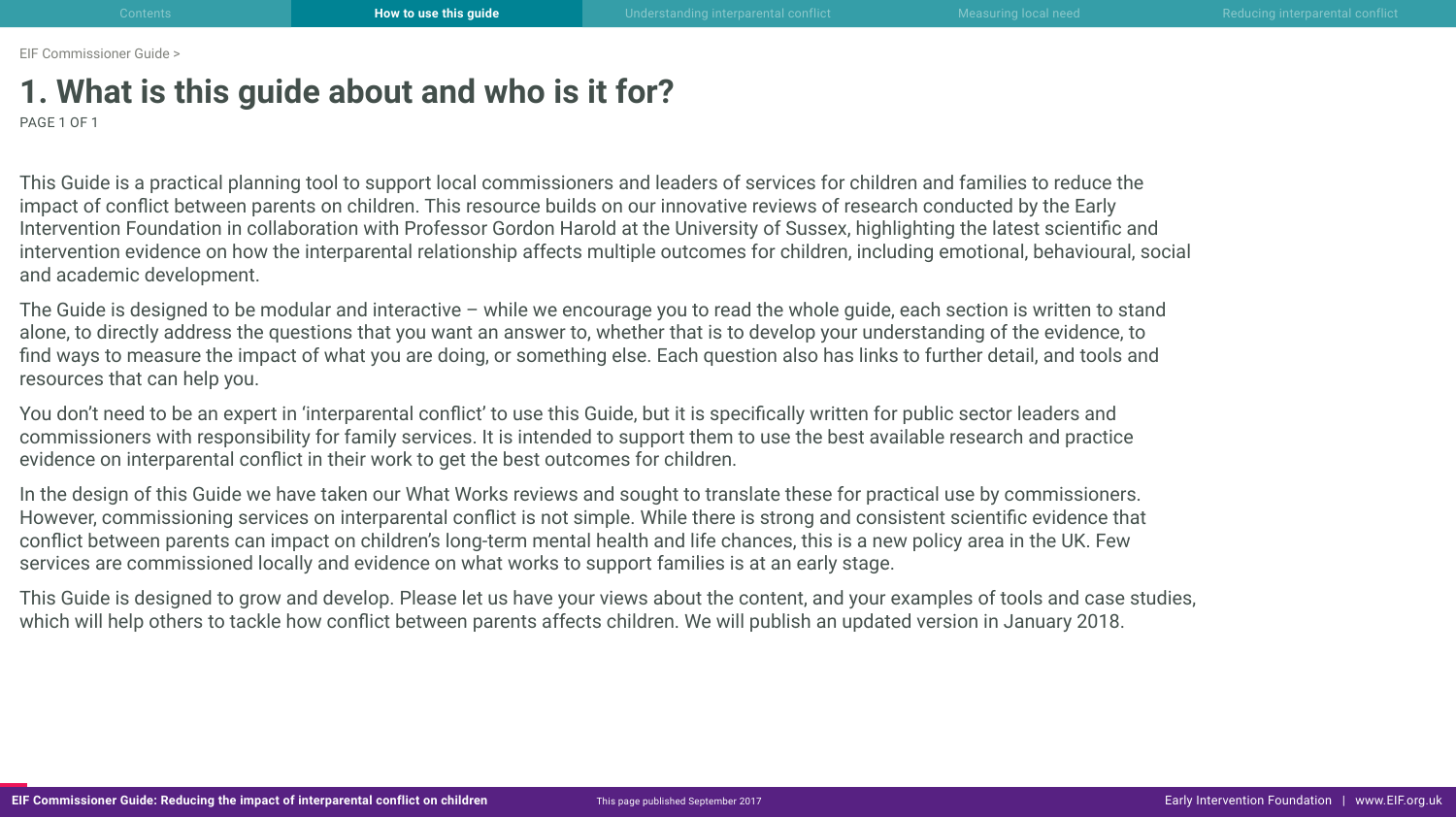# 1. What is this guide about and who is it for?

This Guide is a practical planning tool to support local commissioners and leaders of services for children and families to reduce the impact of conflict between parents on children. This resource builds on our innovative reviews of research conducted by the Early Intervention Foundation in collaboration with Professor Gordon Harold at the University of Sussex, highlighting the latest scientific and intervention evidence on how the interparental relationship affects multiple outcomes for children, including emotional, behavioural, social and academic development.

The Guide is designed to be modular and interactive – while we encourage you to read the whole guide, each section is written to stand alone, to directly address the questions that you want an answer to, whether that is to develop your understanding of the evidence, to find ways to measure the impact of what you are doing, or something else. Each question also has links to further detail, and tools and resources that can help you.

You don't need to be an expert in 'interparental conflict' to use this Guide, but it is specifically written for public sector leaders and commissioners with responsibility for family services. It is intended to support them to use the best available research and practice evidence on interparental conflict in their work to get the best outcomes for children.

In the design of this Guide we have taken our What Works reviews and sought to translate these for practical use by commissioners. However, commissioning services on interparental conflict is not simple. While there is strong and consistent scientific evidence that conflict between parents can impact on children's long-term mental health and life chances, this is a new policy area in the UK. Few services are commissioned locally and evidence on what works to support families is at an early stage.

This Guide is designed to grow and develop. Please let us have your views about the content, and your examples of tools and case studies, which will help others to tackle how conflict between parents affects children. We will publish an updated version in January 2018.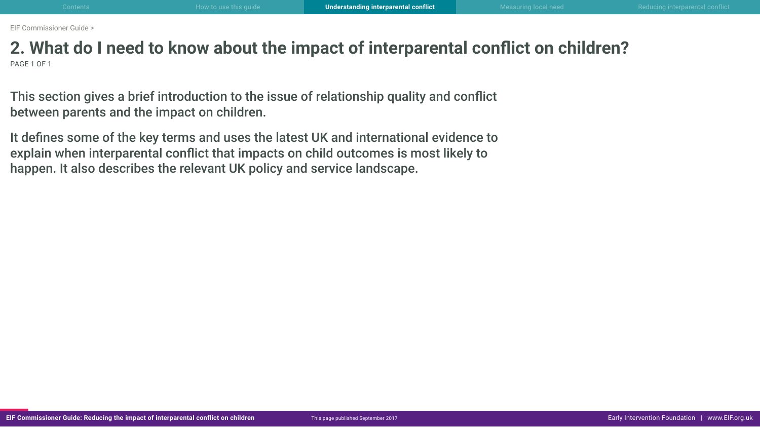# 2. What do I need to know about the impact of interparental conflict on children?

This section gives a brief introduction to the issue of relationship quality and conflict between parents and the impact on children.

It defines some of the key terms and uses the latest UK and international evidence to explain when interparental conflict that impacts on child outcomes is most likely to happen. It also describes the relevant UK policy and service landscape.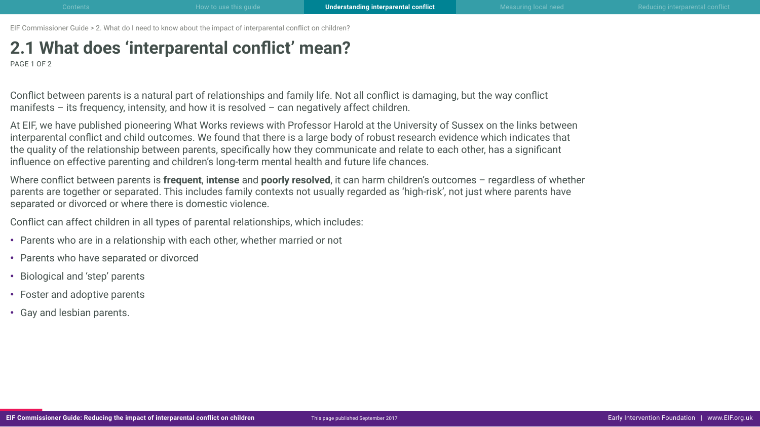# 2.1 What does 'interparental conflict' mean?

Conflict between parents is a natural part of relationships and family life. Not all conflict is damaging, but the way conflict manifests – its frequency, intensity, and how it is resolved – can negatively affect children.

At EIF, we have published pioneering What Works reviews with Professor Harold at the University of Sussex on the links between interparental conflict and child outcomes. We found that there is a large body of robust research evidence which indicates that the quality of the relationship between parents, specifically how they communicate and relate to each other, has a significant influence on effective parenting and children's long-term mental health and future life chances.

Where conflict between parents is **frequent**, **intense** and **poorly resolved**, it can harm children's outcomes – regardless of whether parents are together or separated. This includes family contexts not usually regarded as 'high-risk', not just where parents have separated or divorced or where there is domestic violence.

Conflict can affect children in all types of parental relationships, which includes:

- Parents who are in a relationship with each other, whether married or not
- Parents who have separated or divorced
- Biological and 'step' parents
- Foster and adoptive parents
- Gay and lesbian parents.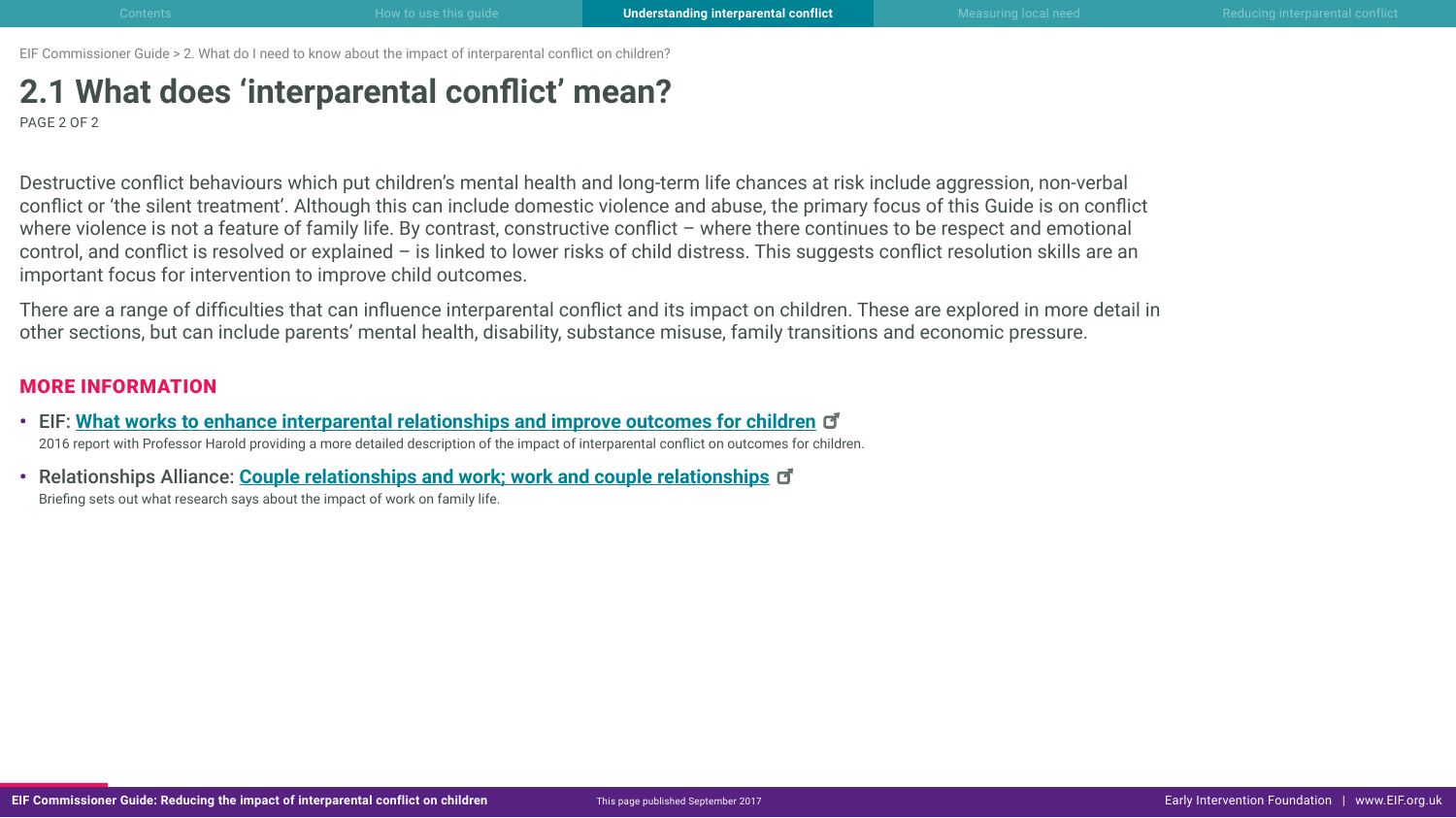EIF Commissioner Guide > 2. What do I need to know about the impact of interparental conflict on children?

# 2.1 What does 'interparental conflict' mean?

PAGE 2 OF 2

Destructive conflict behaviours which put children's mental health and long-term life chances at risk include aggression, non-verbal conflict or 'the silent treatment'. Although this can include domestic violence and abuse, the primary focus of this Guide is on conflict where violence is not a feature of family life. By contrast, constructive conflict – where there continues to be respect and emotional control, and conflict is resolved or explained – is linked to lower risks of child distress. This suggests conflict resolution skills are an important focus for intervention to improve child outcomes.

There are a range of difficulties that can influence interparental conflict and its impact on children. These are explored in more detail in other sections, but can include parents' mental health, disability, substance misuse, family transitions and economic pressure.

## MORE INFORMATION

- EIF: **What works to enhance interparental relationships and improve outcomes for children**
  2016 report with Professor Harold providing a more detailed description of the impact of interparental conflict on outcomes for children.
- Relationships Alliance: **Couple relationships and work; work and couple relationships**
  Briefing sets out what research says about the impact of work on family life.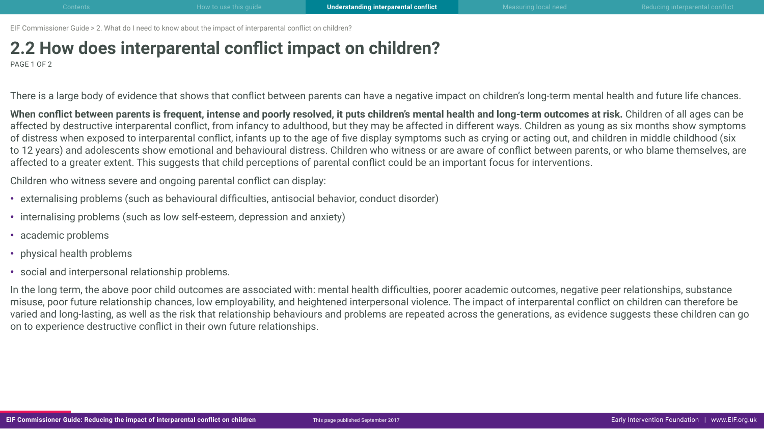# 2.2 How does interparental conflict impact on children?

There is a large body of evidence that shows that conflict between parents can have a negative impact on children's long-term mental health and future life chances.

**When conflict between parents is frequent, intense and poorly resolved, it puts children's mental health and long-term outcomes at risk.** Children of all ages can be affected by destructive interparental conflict, from infancy to adulthood, but they may be affected in different ways. Children as young as six months show symptoms of distress when exposed to interparental conflict, infants up to the age of five display symptoms such as crying or acting out, and children in middle childhood (six to 12 years) and adolescents show emotional and behavioural distress. Children who witness or are aware of conflict between parents, or who blame themselves, are affected to a greater extent. This suggests that child perceptions of parental conflict could be an important focus for interventions.

Children who witness severe and ongoing parental conflict can display:

- externalising problems (such as behavioural difficulties, antisocial behavior, conduct disorder)
- internalising problems (such as low self-esteem, depression and anxiety)
- academic problems
- physical health problems
- social and interpersonal relationship problems.

In the long term, the above poor child outcomes are associated with: mental health difficulties, poorer academic outcomes, negative peer relationships, substance misuse, poor future relationship chances, low employability, and heightened interpersonal violence. The impact of interparental conflict on children can therefore be varied and long-lasting, as well as the risk that relationship behaviours and problems are repeated across the generations, as evidence suggests these children can go on to experience destructive conflict in their own future relationships.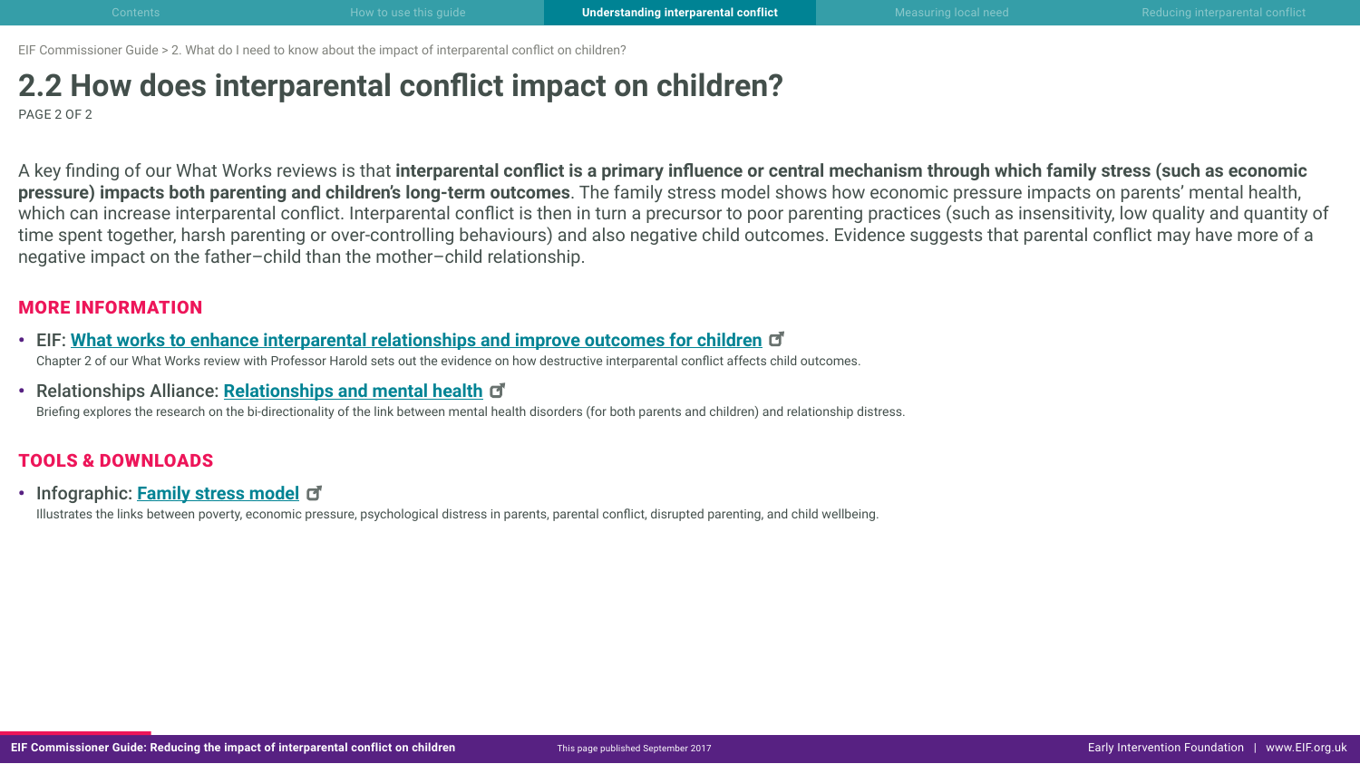EIF Commissioner Guide > 2. What do I need to know about the impact of interparental conflict on children?

# 2.2 How does interparental conflict impact on children?

PAGE 2 OF 2

A key finding of our What Works reviews is that **interparental conflict is a primary influence or central mechanism through which family stress (such as economic pressure) impacts both parenting and children's long-term outcomes**. The family stress model shows how economic pressure impacts on parents' mental health, which can increase interparental conflict. Interparental conflict is then in turn a precursor to poor parenting practices (such as insensitivity, low quality and quantity of time spent together, harsh parenting or over-controlling behaviours) and also negative child outcomes. Evidence suggests that parental conflict may have more of a negative impact on the father–child than the mother–child relationship.

## MORE INFORMATION

- EIF: **What works to enhance interparental relationships and improve outcomes for children**
  Chapter 2 of our What Works review with Professor Harold sets out the evidence on how destructive interparental conflict affects child outcomes.
- Relationships Alliance: **Relationships and mental health**
  Briefing explores the research on the bi-directionality of the link between mental health disorders (for both parents and children) and relationship distress.

## TOOLS & DOWNLOADS

- Infographic: **Family stress model**
  Illustrates the links between poverty, economic pressure, psychological distress in parents, parental conflict, disrupted parenting, and child wellbeing.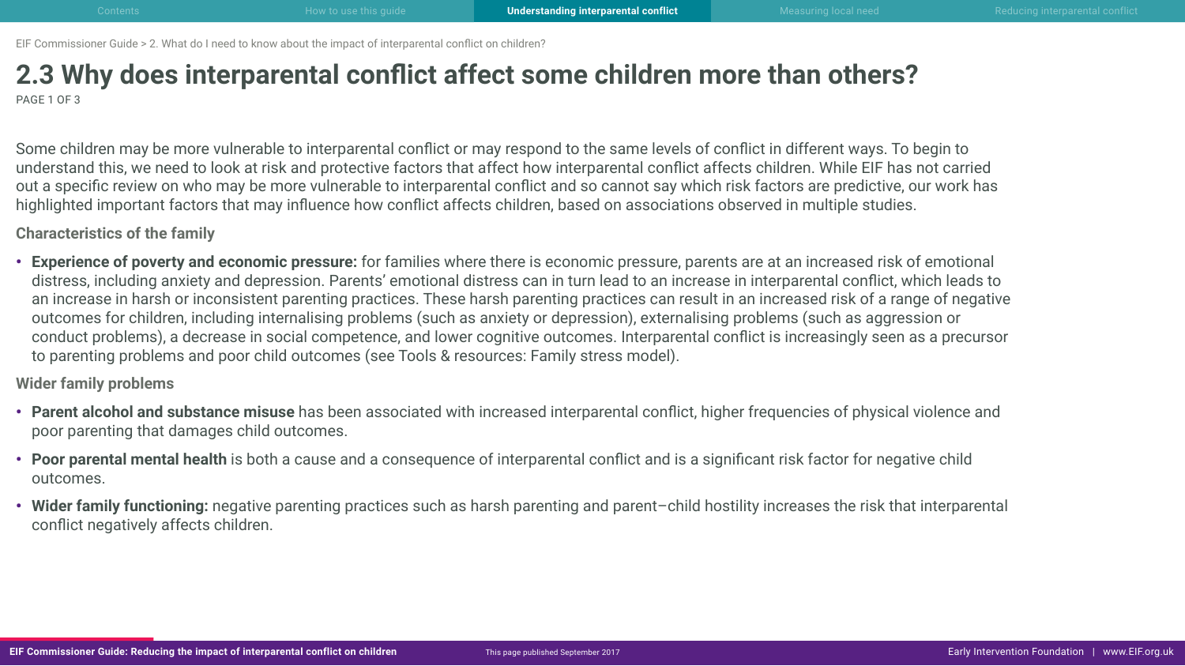EIF Commissioner Guide > 2. What do I need to know about the impact of interparental conflict on children?

# 2.3 Why does interparental conflict affect some children more than others?

PAGE 1 OF 3

Some children may be more vulnerable to interparental conflict or may respond to the same levels of conflict in different ways. To begin to understand this, we need to look at risk and protective factors that affect how interparental conflict affects children. While EIF has not carried out a specific review on who may be more vulnerable to interparental conflict and so cannot say which risk factors are predictive, our work has highlighted important factors that may influence how conflict affects children, based on associations observed in multiple studies.

### Characteristics of the family

- **Experience of poverty and economic pressure:** for families where there is economic pressure, parents are at an increased risk of emotional distress, including anxiety and depression. Parents' emotional distress can in turn lead to an increase in interparental conflict, which leads to an increase in harsh or inconsistent parenting practices. These harsh parenting practices can result in an increased risk of a range of negative outcomes for children, including internalising problems (such as anxiety or depression), externalising problems (such as aggression or conduct problems), a decrease in social competence, and lower cognitive outcomes. Interparental conflict is increasingly seen as a precursor to parenting problems and poor child outcomes (see Tools & resources: Family stress model).

### Wider family problems

- **Parent alcohol and substance misuse** has been associated with increased interparental conflict, higher frequencies of physical violence and poor parenting that damages child outcomes.
- **Poor parental mental health** is both a cause and a consequence of interparental conflict and is a significant risk factor for negative child outcomes.
- **Wider family functioning:** negative parenting practices such as harsh parenting and parent–child hostility increases the risk that interparental conflict negatively affects children.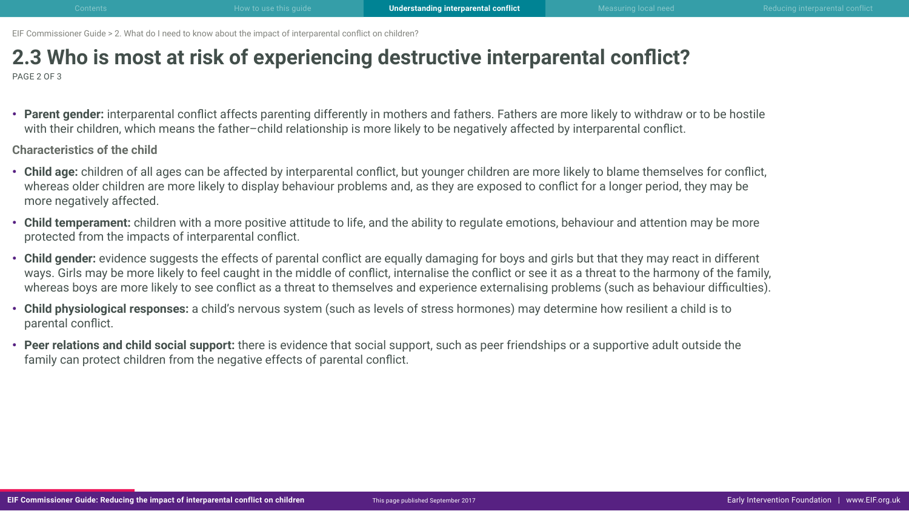# 2.3 Who is most at risk of experiencing destructive interparental conflict?

- **Parent gender:** interparental conflict affects parenting differently in mothers and fathers. Fathers are more likely to withdraw or to be hostile with their children, which means the father–child relationship is more likely to be negatively affected by interparental conflict.

### Characteristics of the child

- **Child age:** children of all ages can be affected by interparental conflict, but younger children are more likely to blame themselves for conflict, whereas older children are more likely to display behaviour problems and, as they are exposed to conflict for a longer period, they may be more negatively affected.
- **Child temperament:** children with a more positive attitude to life, and the ability to regulate emotions, behaviour and attention may be more protected from the impacts of interparental conflict.
- **Child gender:** evidence suggests the effects of parental conflict are equally damaging for boys and girls but that they may react in different ways. Girls may be more likely to feel caught in the middle of conflict, internalise the conflict or see it as a threat to the harmony of the family, whereas boys are more likely to see conflict as a threat to themselves and experience externalising problems (such as behaviour difficulties).
- **Child physiological responses:** a child's nervous system (such as levels of stress hormones) may determine how resilient a child is to parental conflict.
- **Peer relations and child social support:** there is evidence that social support, such as peer friendships or a supportive adult outside the family can protect children from the negative effects of parental conflict.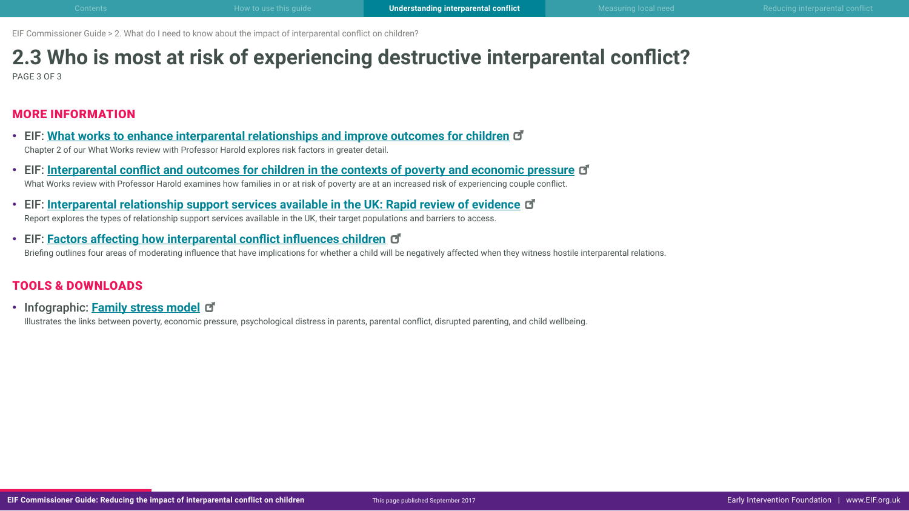EIF Commissioner Guide > 2. What do I need to know about the impact of interparental conflict on children?

# 2.3 Who is most at risk of experiencing destructive interparental conflict?

PAGE 3 OF 3

## MORE INFORMATION

- EIF: **What works to enhance interparental relationships and improve outcomes for children**
  Chapter 2 of our What Works review with Professor Harold explores risk factors in greater detail.
- EIF: **Interparental conflict and outcomes for children in the contexts of poverty and economic pressure**
  What Works review with Professor Harold examines how families in or at risk of poverty are at an increased risk of experiencing couple conflict.
- EIF: **Interparental relationship support services available in the UK: Rapid review of evidence**
  Report explores the types of relationship support services available in the UK, their target populations and barriers to access.
- EIF: **Factors affecting how interparental conflict influences children**
  Briefing outlines four areas of moderating influence that have implications for whether a child will be negatively affected when they witness hostile interparental relations.

## TOOLS & DOWNLOADS

- Infographic: **Family stress model**
  Illustrates the links between poverty, economic pressure, psychological distress in parents, parental conflict, disrupted parenting, and child wellbeing.

This page published September 2017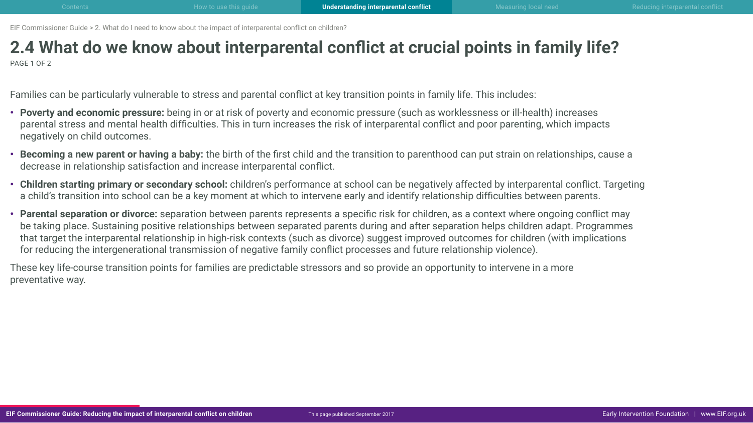# 2.4 What do we know about interparental conflict at crucial points in family life?

Families can be particularly vulnerable to stress and parental conflict at key transition points in family life. This includes:

- **Poverty and economic pressure:** being in or at risk of poverty and economic pressure (such as worklessness or ill-health) increases parental stress and mental health difficulties. This in turn increases the risk of interparental conflict and poor parenting, which impacts negatively on child outcomes.
- **Becoming a new parent or having a baby:** the birth of the first child and the transition to parenthood can put strain on relationships, cause a decrease in relationship satisfaction and increase interparental conflict.
- **Children starting primary or secondary school:** children's performance at school can be negatively affected by interparental conflict. Targeting a child's transition into school can be a key moment at which to intervene early and identify relationship difficulties between parents.
- **Parental separation or divorce:** separation between parents represents a specific risk for children, as a context where ongoing conflict may be taking place. Sustaining positive relationships between separated parents during and after separation helps children adapt. Programmes that target the interparental relationship in high-risk contexts (such as divorce) suggest improved outcomes for children (with implications for reducing the intergenerational transmission of negative family conflict processes and future relationship violence).

These key life-course transition points for families are predictable stressors and so provide an opportunity to intervene in a more preventative way.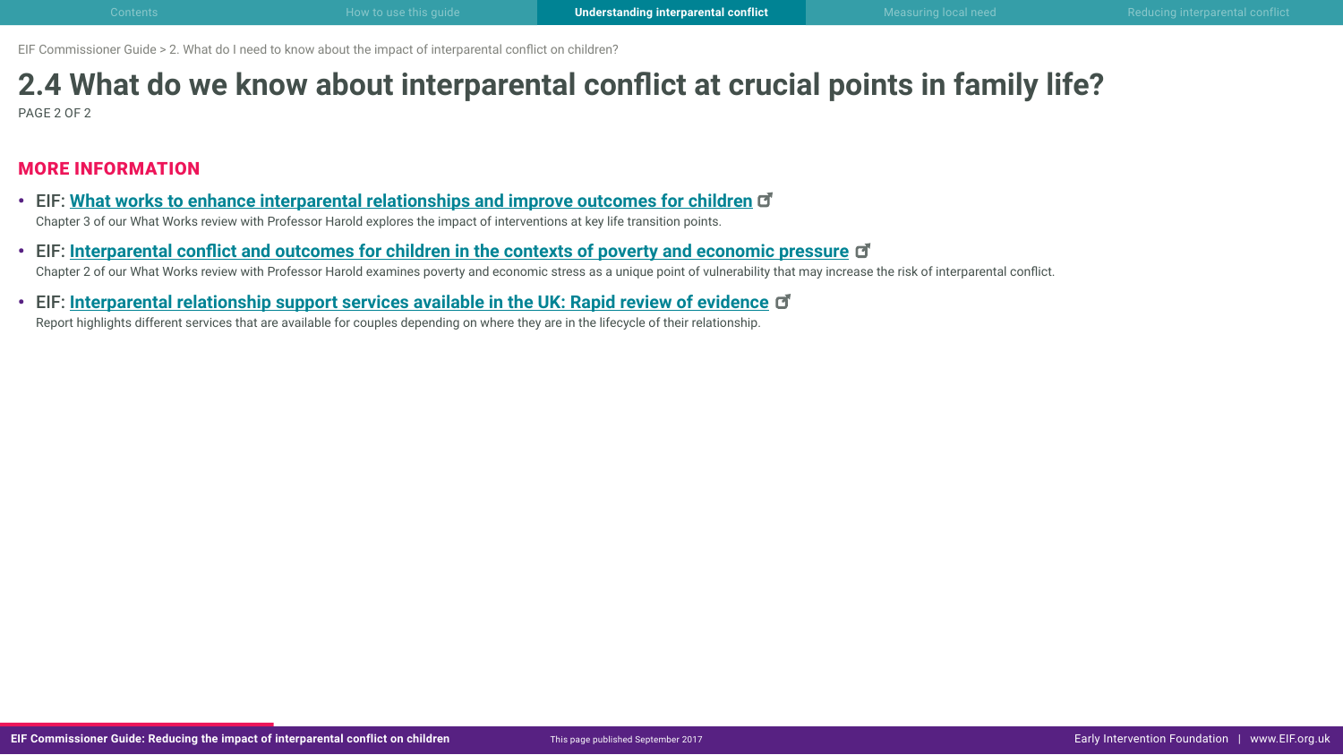EIF Commissioner Guide > 2. What do I need to know about the impact of interparental conflict on children?

# 2.4 What do we know about interparental conflict at crucial points in family life?

PAGE 2 OF 2

## MORE INFORMATION

- EIF: **What works to enhance interparental relationships and improve outcomes for children**
  Chapter 3 of our What Works review with Professor Harold explores the impact of interventions at key life transition points.
- EIF: **Interparental conflict and outcomes for children in the contexts of poverty and economic pressure**
  Chapter 2 of our What Works review with Professor Harold examines poverty and economic stress as a unique point of vulnerability that may increase the risk of interparental conflict.
- EIF: **Interparental relationship support services available in the UK: Rapid review of evidence**
  Report highlights different services that are available for couples depending on where they are in the lifecycle of their relationship.

This page published September 2017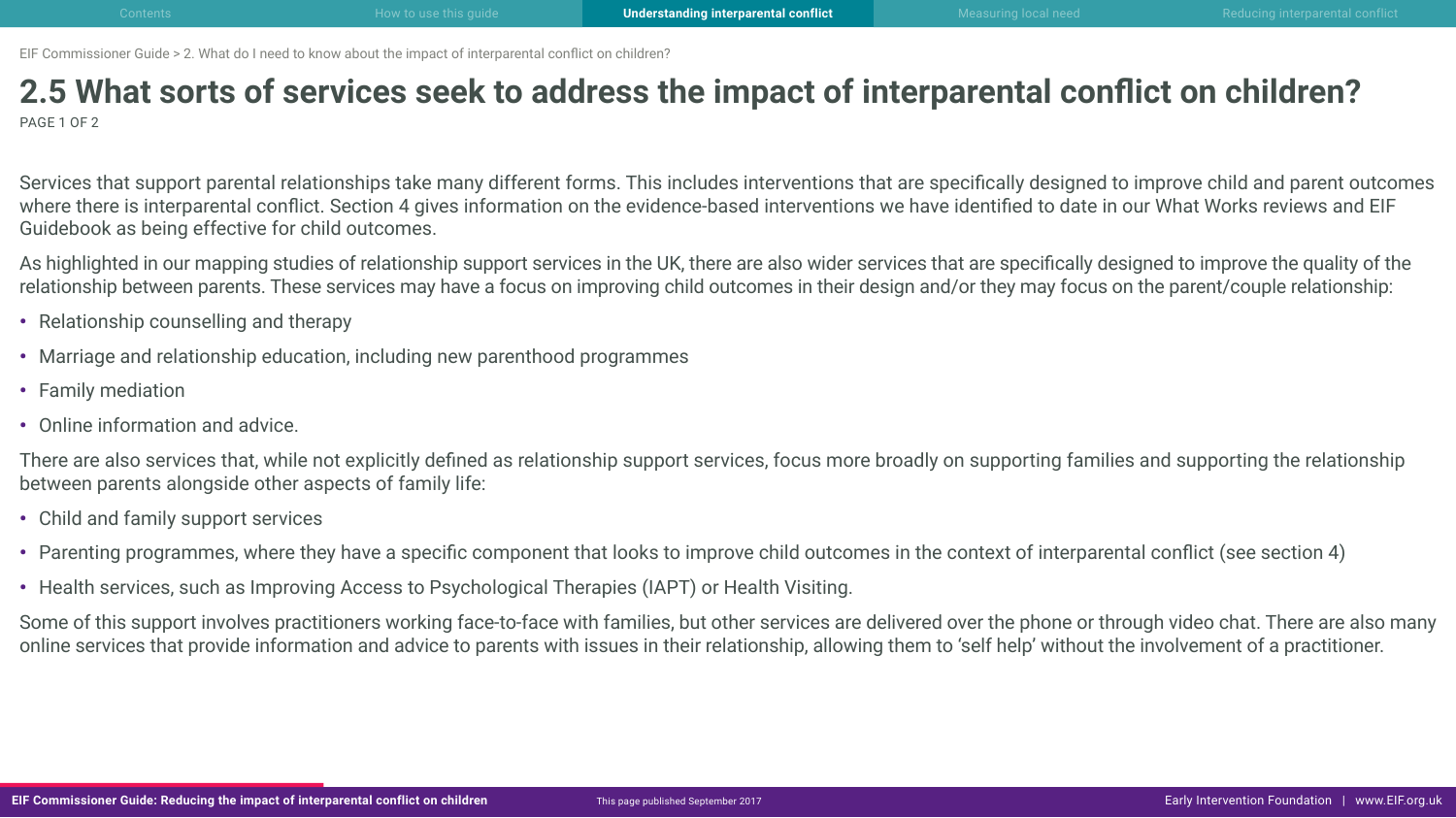# 2.5 What sorts of services seek to address the impact of interparental conflict on children?

PAGE 1 OF 2

Services that support parental relationships take many different forms. This includes interventions that are specifically designed to improve child and parent outcomes where there is interparental conflict. Section 4 gives information on the evidence-based interventions we have identified to date in our What Works reviews and EIF Guidebook as being effective for child outcomes.

As highlighted in our mapping studies of relationship support services in the UK, there are also wider services that are specifically designed to improve the quality of the relationship between parents. These services may have a focus on improving child outcomes in their design and/or they may focus on the parent/couple relationship:

- Relationship counselling and therapy
- Marriage and relationship education, including new parenthood programmes
- Family mediation
- Online information and advice.

There are also services that, while not explicitly defined as relationship support services, focus more broadly on supporting families and supporting the relationship between parents alongside other aspects of family life:

- Child and family support services
- Parenting programmes, where they have a specific component that looks to improve child outcomes in the context of interparental conflict (see section 4)
- Health services, such as Improving Access to Psychological Therapies (IAPT) or Health Visiting.

Some of this support involves practitioners working face-to-face with families, but other services are delivered over the phone or through video chat. There are also many online services that provide information and advice to parents with issues in their relationship, allowing them to 'self help' without the involvement of a practitioner.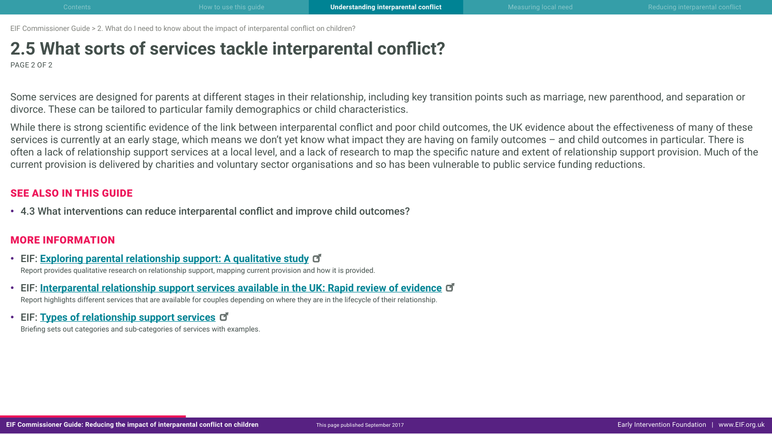EIF Commissioner Guide > 2. What do I need to know about the impact of interparental conflict on children?

# 2.5 What sorts of services tackle interparental conflict?

PAGE 2 OF 2

Some services are designed for parents at different stages in their relationship, including key transition points such as marriage, new parenthood, and separation or divorce. These can be tailored to particular family demographics or child characteristics.

While there is strong scientific evidence of the link between interparental conflict and poor child outcomes, the UK evidence about the effectiveness of many of these services is currently at an early stage, which means we don't yet know what impact they are having on family outcomes – and child outcomes in particular. There is often a lack of relationship support services at a local level, and a lack of research to map the specific nature and extent of relationship support provision. Much of the current provision is delivered by charities and voluntary sector organisations and so has been vulnerable to public service funding reductions.

## SEE ALSO IN THIS GUIDE

- 4.3 What interventions can reduce interparental conflict and improve child outcomes?

## MORE INFORMATION

- EIF: **Exploring parental relationship support: A qualitative study**
  Report provides qualitative research on relationship support, mapping current provision and how it is provided.
- EIF: **Interparental relationship support services available in the UK: Rapid review of evidence**
  Report highlights different services that are available for couples depending on where they are in the lifecycle of their relationship.
- EIF: **Types of relationship support services**
  Briefing sets out categories and sub-categories of services with examples.

This page published September 2017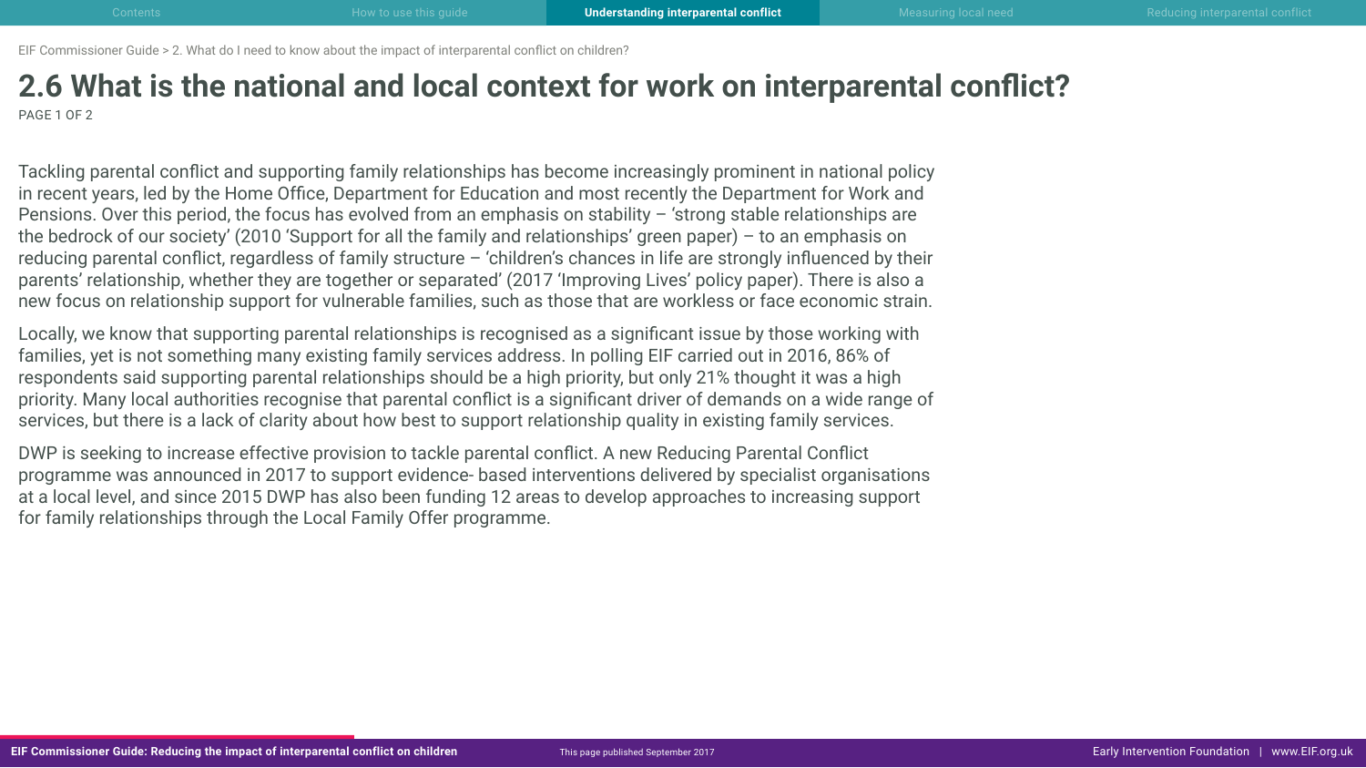# 2.6 What is the national and local context for work on interparental conflict?

Tackling parental conflict and supporting family relationships has become increasingly prominent in national policy in recent years, led by the Home Office, Department for Education and most recently the Department for Work and Pensions. Over this period, the focus has evolved from an emphasis on stability – 'strong stable relationships are the bedrock of our society' (2010 'Support for all the family and relationships' green paper) – to an emphasis on reducing parental conflict, regardless of family structure – 'children's chances in life are strongly influenced by their parents' relationship, whether they are together or separated' (2017 'Improving Lives' policy paper). There is also a new focus on relationship support for vulnerable families, such as those that are workless or face economic strain.

Locally, we know that supporting parental relationships is recognised as a significant issue by those working with families, yet is not something many existing family services address. In polling EIF carried out in 2016, 86% of respondents said supporting parental relationships should be a high priority, but only 21% thought it was a high priority. Many local authorities recognise that parental conflict is a significant driver of demands on a wide range of services, but there is a lack of clarity about how best to support relationship quality in existing family services.

DWP is seeking to increase effective provision to tackle parental conflict. A new Reducing Parental Conflict programme was announced in 2017 to support evidence- based interventions delivered by specialist organisations at a local level, and since 2015 DWP has also been funding 12 areas to develop approaches to increasing support for family relationships through the Local Family Offer programme.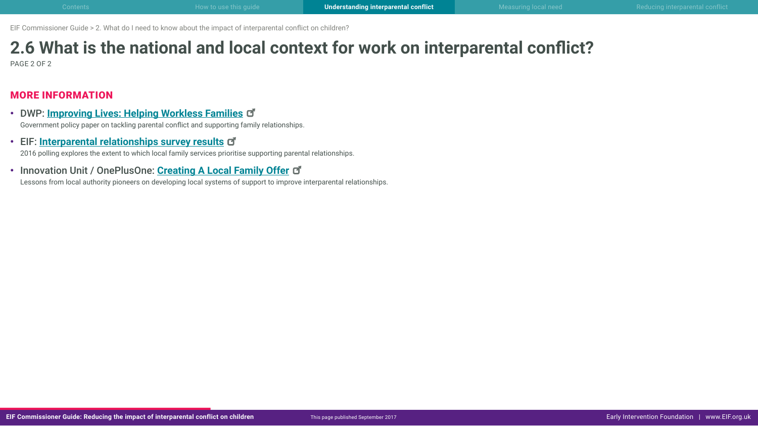EIF Commissioner Guide > 2. What do I need to know about the impact of interparental conflict on children?

# 2.6 What is the national and local context for work on interparental conflict?

PAGE 2 OF 2

## MORE INFORMATION

- DWP: **Improving Lives: Helping Workless Families**
  Government policy paper on tackling parental conflict and supporting family relationships.
- EIF: **Interparental relationships survey results**
  2016 polling explores the extent to which local family services prioritise supporting parental relationships.
- Innovation Unit / OnePlusOne: **Creating A Local Family Offer**
  Lessons from local authority pioneers on developing local systems of support to improve interparental relationships.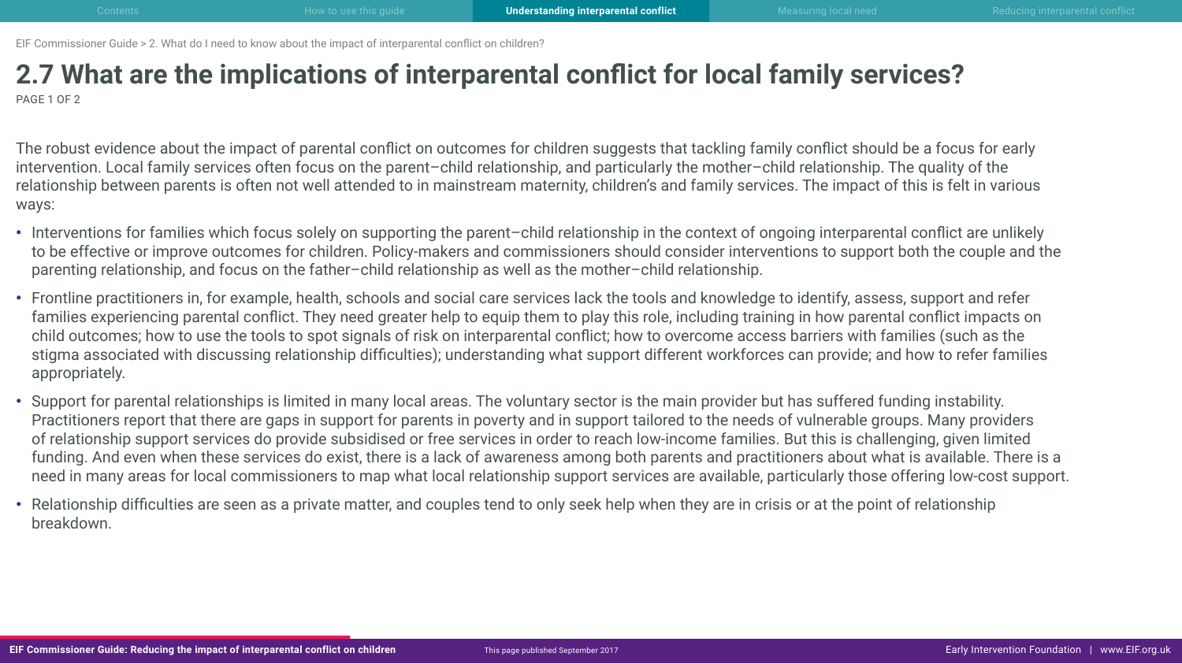# 2.7 What are the implications of interparental conflict for local family services?

PAGE 1 OF 2

The robust evidence about the impact of parental conflict on outcomes for children suggests that tackling family conflict should be a focus for early intervention. Local family services often focus on the parent–child relationship, and particularly the mother–child relationship. The quality of the relationship between parents is often not well attended to in mainstream maternity, children's and family services. The impact of this is felt in various ways:

- Interventions for families which focus solely on supporting the parent–child relationship in the context of ongoing interparental conflict are unlikely to be effective or improve outcomes for children. Policy-makers and commissioners should consider interventions to support both the couple and the parenting relationship, and focus on the father–child relationship as well as the mother–child relationship.
- Frontline practitioners in, for example, health, schools and social care services lack the tools and knowledge to identify, assess, support and refer families experiencing parental conflict. They need greater help to equip them to play this role, including training in how parental conflict impacts on child outcomes; how to use the tools to spot signals of risk on interparental conflict; how to overcome access barriers with families (such as the stigma associated with discussing relationship difficulties); understanding what support different workforces can provide; and how to refer families appropriately.
- Support for parental relationships is limited in many local areas. The voluntary sector is the main provider but has suffered funding instability. Practitioners report that there are gaps in support for parents in poverty and in support tailored to the needs of vulnerable groups. Many providers of relationship support services do provide subsidised or free services in order to reach low-income families. But this is challenging, given limited funding. And even when these services do exist, there is a lack of awareness among both parents and practitioners about what is available. There is a need in many areas for local commissioners to map what local relationship support services are available, particularly those offering low-cost support.
- Relationship difficulties are seen as a private matter, and couples tend to only seek help when they are in crisis or at the point of relationship breakdown.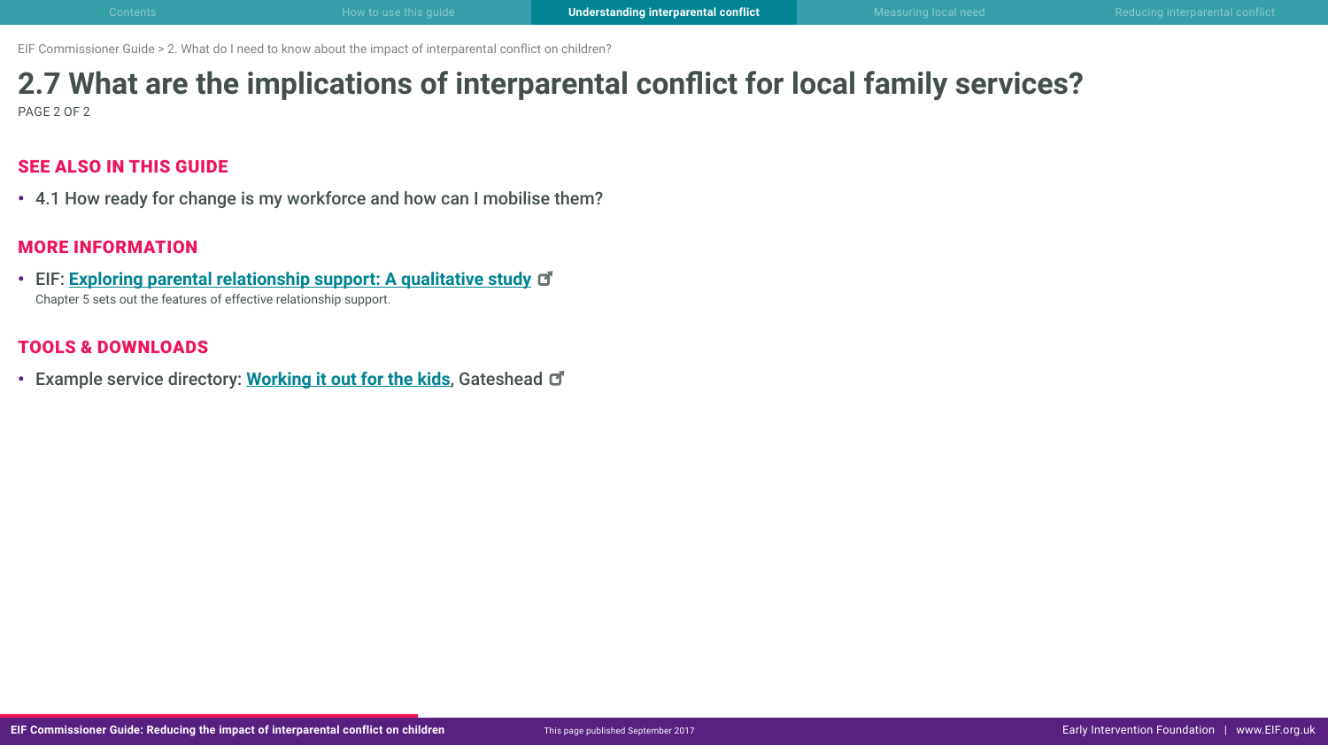EIF Commissioner Guide > 2. What do I need to know about the impact of interparental conflict on children?

# 2.7 What are the implications of interparental conflict for local family services?

PAGE 2 OF 2

## SEE ALSO IN THIS GUIDE

- 4.1 How ready for change is my workforce and how can I mobilise them?

## MORE INFORMATION

- EIF: **Exploring parental relationship support: A qualitative study**
  Chapter 5 sets out the features of effective relationship support.

## TOOLS & DOWNLOADS

- Example service directory: **Working it out for the kids**, Gateshead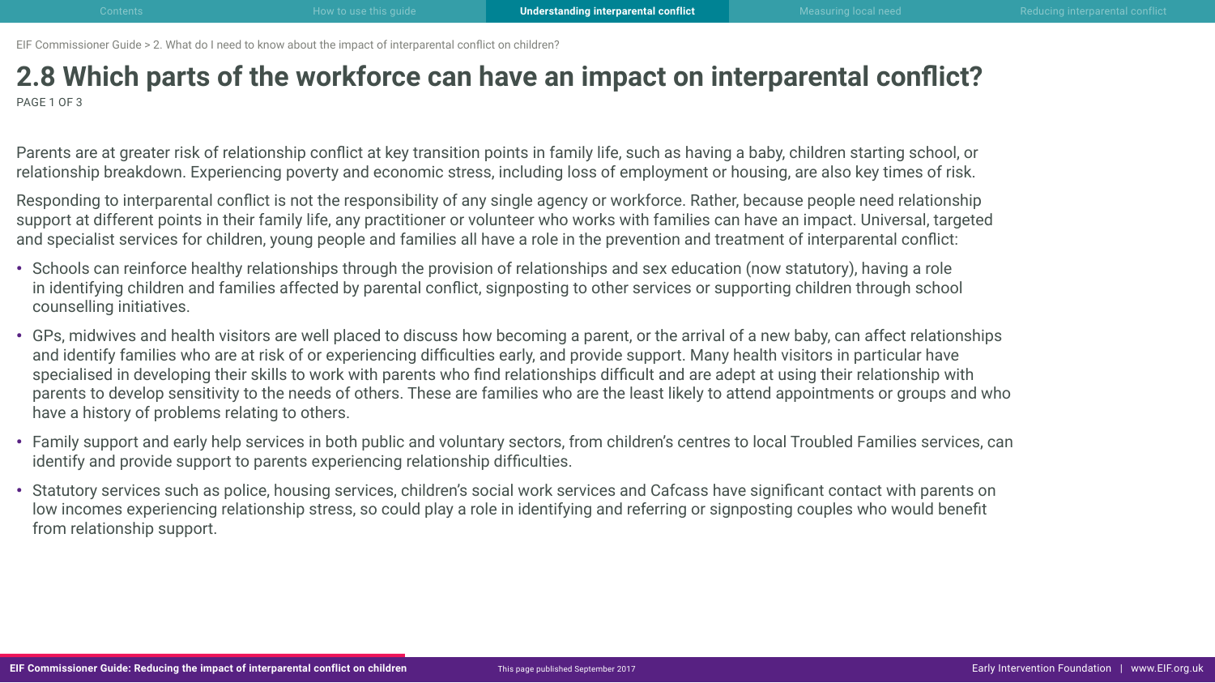# 2.8 Which parts of the workforce can have an impact on interparental conflict?

Parents are at greater risk of relationship conflict at key transition points in family life, such as having a baby, children starting school, or relationship breakdown. Experiencing poverty and economic stress, including loss of employment or housing, are also key times of risk.

Responding to interparental conflict is not the responsibility of any single agency or workforce. Rather, because people need relationship support at different points in their family life, any practitioner or volunteer who works with families can have an impact. Universal, targeted and specialist services for children, young people and families all have a role in the prevention and treatment of interparental conflict:

- Schools can reinforce healthy relationships through the provision of relationships and sex education (now statutory), having a role in identifying children and families affected by parental conflict, signposting to other services or supporting children through school counselling initiatives.
- GPs, midwives and health visitors are well placed to discuss how becoming a parent, or the arrival of a new baby, can affect relationships and identify families who are at risk of or experiencing difficulties early, and provide support. Many health visitors in particular have specialised in developing their skills to work with parents who find relationships difficult and are adept at using their relationship with parents to develop sensitivity to the needs of others. These are families who are the least likely to attend appointments or groups and who have a history of problems relating to others.
- Family support and early help services in both public and voluntary sectors, from children's centres to local Troubled Families services, can identify and provide support to parents experiencing relationship difficulties.
- Statutory services such as police, housing services, children's social work services and Cafcass have significant contact with parents on low incomes experiencing relationship stress, so could play a role in identifying and referring or signposting couples who would benefit from relationship support.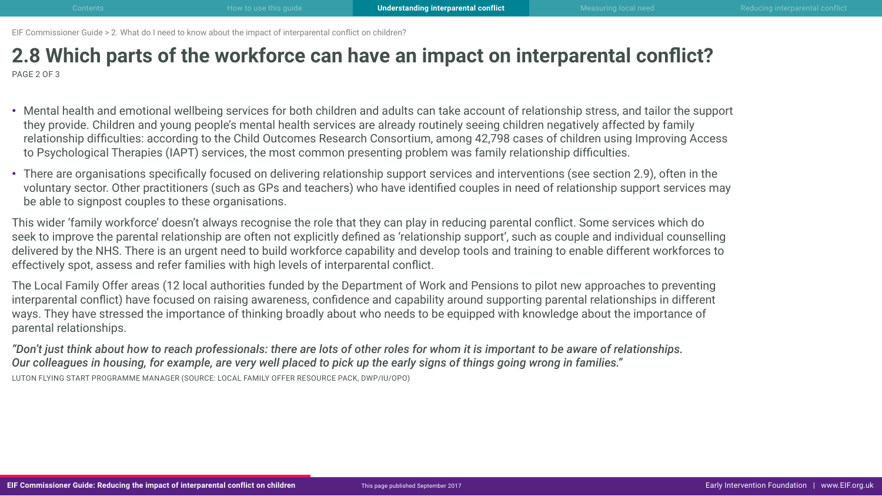# 2.8 Which parts of the workforce can have an impact on interparental conflict?

PAGE 2 OF 3

- Mental health and emotional wellbeing services for both children and adults can take account of relationship stress, and tailor the support they provide. Children and young people's mental health services are already routinely seeing children negatively affected by family relationship difficulties: according to the Child Outcomes Research Consortium, among 42,798 cases of children using Improving Access to Psychological Therapies (IAPT) services, the most common presenting problem was family relationship difficulties.
- There are organisations specifically focused on delivering relationship support services and interventions (see section 2.9), often in the voluntary sector. Other practitioners (such as GPs and teachers) who have identified couples in need of relationship support services may be able to signpost couples to these organisations.

This wider 'family workforce' doesn't always recognise the role that they can play in reducing parental conflict. Some services which do seek to improve the parental relationship are often not explicitly defined as 'relationship support', such as couple and individual counselling delivered by the NHS. There is an urgent need to build workforce capability and develop tools and training to enable different workforces to effectively spot, assess and refer families with high levels of interparental conflict.

The Local Family Offer areas (12 local authorities funded by the Department of Work and Pensions to pilot new approaches to preventing interparental conflict) have focused on raising awareness, confidence and capability around supporting parental relationships in different ways. They have stressed the importance of thinking broadly about who needs to be equipped with knowledge about the importance of parental relationships.

***"Don't just think about how to reach professionals: there are lots of other roles for whom it is important to be aware of relationships. Our colleagues in housing, for example, are very well placed to pick up the early signs of things going wrong in families."***

LUTON FLYING START PROGRAMME MANAGER (SOURCE: LOCAL FAMILY OFFER RESOURCE PACK, DWP/IU/OPO)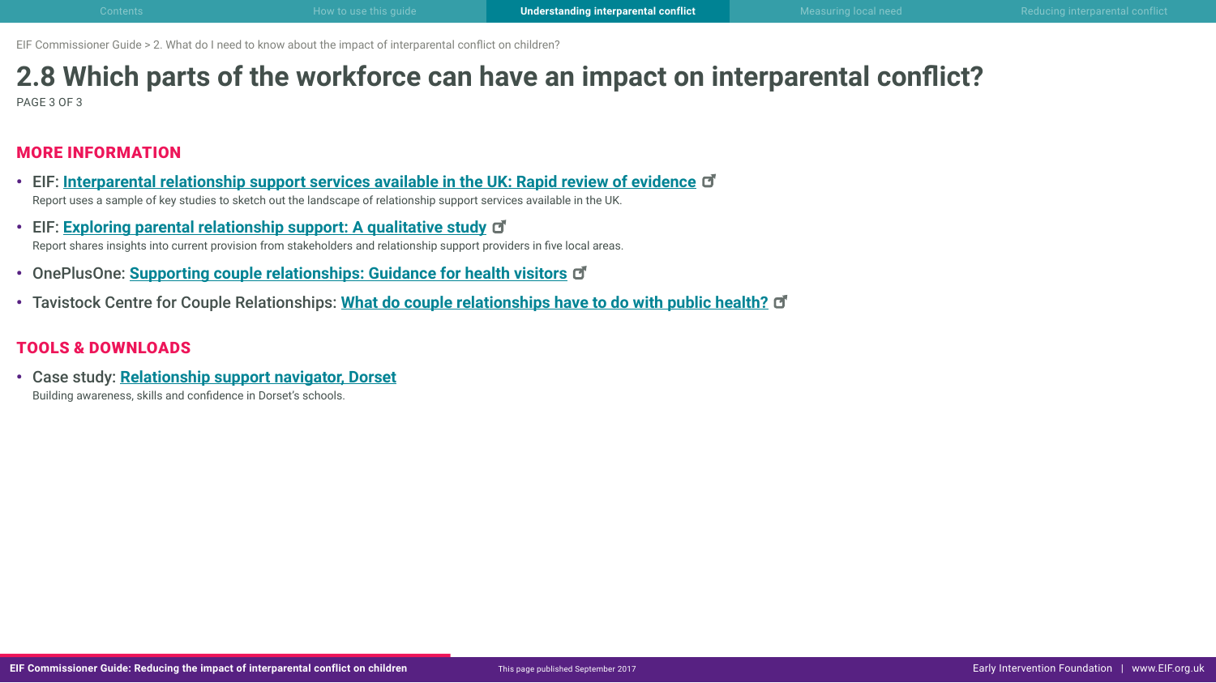EIF Commissioner Guide > 2. What do I need to know about the impact of interparental conflict on children?

# 2.8 Which parts of the workforce can have an impact on interparental conflict?

PAGE 3 OF 3

## MORE INFORMATION

- EIF: **Interparental relationship support services available in the UK: Rapid review of evidence**
  Report uses a sample of key studies to sketch out the landscape of relationship support services available in the UK.
- EIF: **Exploring parental relationship support: A qualitative study**
  Report shares insights into current provision from stakeholders and relationship support providers in five local areas.
- OnePlusOne: **Supporting couple relationships: Guidance for health visitors**
- Tavistock Centre for Couple Relationships: **What do couple relationships have to do with public health?**

## TOOLS & DOWNLOADS

- Case study: **Relationship support navigator, Dorset**
  Building awareness, skills and confidence in Dorset's schools.

This page published September 2017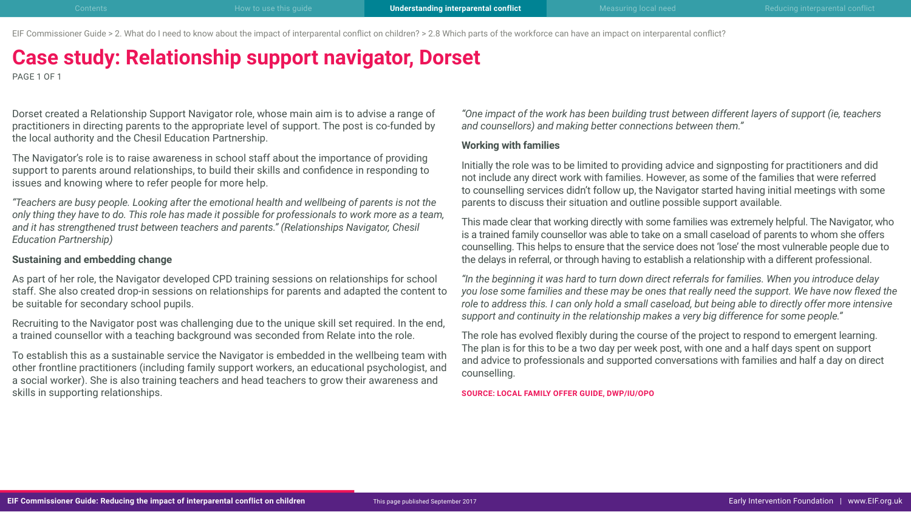# Case study: Relationship support navigator, Dorset

Dorset created a Relationship Support Navigator role, whose main aim is to advise a range of practitioners in directing parents to the appropriate level of support. The post is co-funded by the local authority and the Chesil Education Partnership.

The Navigator's role is to raise awareness in school staff about the importance of providing support to parents around relationships, to build their skills and confidence in responding to issues and knowing where to refer people for more help.

*"Teachers are busy people. Looking after the emotional health and wellbeing of parents is not the only thing they have to do. This role has made it possible for professionals to work more as a team, and it has strengthened trust between teachers and parents." (Relationships Navigator, Chesil Education Partnership)*

**Sustaining and embedding change**

As part of her role, the Navigator developed CPD training sessions on relationships for school staff. She also created drop-in sessions on relationships for parents and adapted the content to be suitable for secondary school pupils.

Recruiting to the Navigator post was challenging due to the unique skill set required. In the end, a trained counsellor with a teaching background was seconded from Relate into the role.

To establish this as a sustainable service the Navigator is embedded in the wellbeing team with other frontline practitioners (including family support workers, an educational psychologist, and a social worker). She is also training teachers and head teachers to grow their awareness and skills in supporting relationships.

*"One impact of the work has been building trust between different layers of support (ie, teachers and counsellors) and making better connections between them."*

**Working with families**

Initially the role was to be limited to providing advice and signposting for practitioners and did not include any direct work with families. However, as some of the families that were referred to counselling services didn't follow up, the Navigator started having initial meetings with some parents to discuss their situation and outline possible support available.

This made clear that working directly with some families was extremely helpful. The Navigator, who is a trained family counsellor was able to take on a small caseload of parents to whom she offers counselling. This helps to ensure that the service does not 'lose' the most vulnerable people due to the delays in referral, or through having to establish a relationship with a different professional.

*"In the beginning it was hard to turn down direct referrals for families. When you introduce delay you lose some families and these may be ones that really need the support. We have now flexed the role to address this. I can only hold a small caseload, but being able to directly offer more intensive support and continuity in the relationship makes a very big difference for some people."*

The role has evolved flexibly during the course of the project to respond to emergent learning. The plan is for this to be a two day per week post, with one and a half days spent on support and advice to professionals and supported conversations with families and half a day on direct counselling.

**SOURCE: LOCAL FAMILY OFFER GUIDE, DWP/IU/OPO**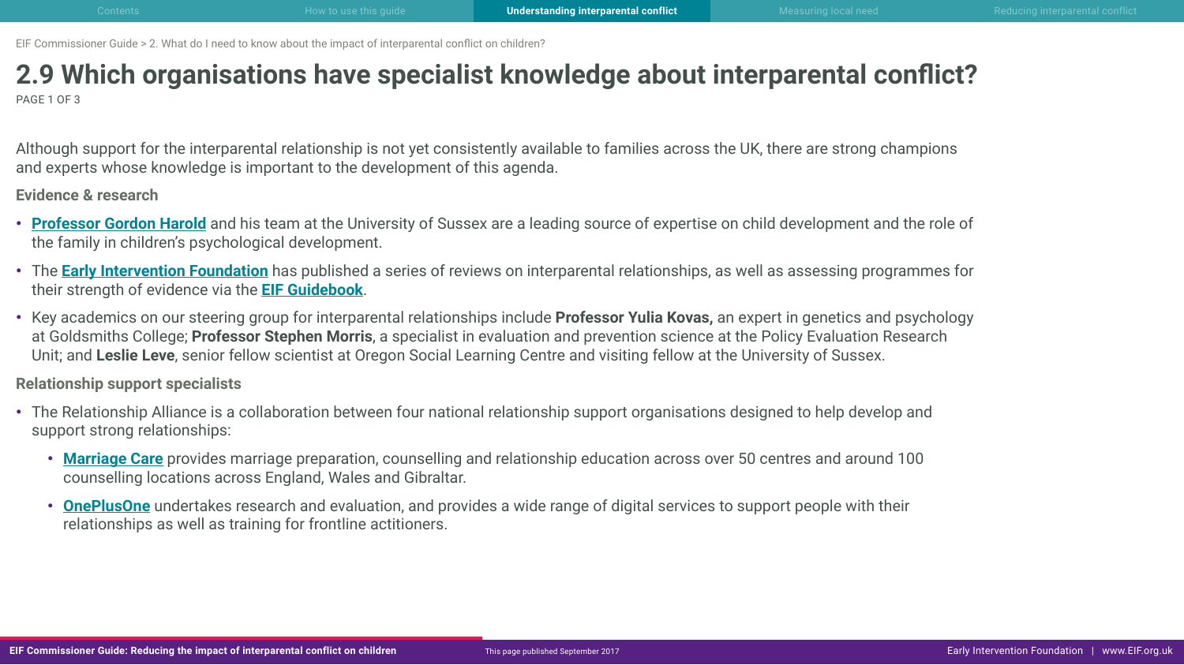EIF Commissioner Guide > 2. What do I need to know about the impact of interparental conflict on children?

# 2.9 Which organisations have specialist knowledge about interparental conflict?

PAGE 1 OF 3

Although support for the interparental relationship is not yet consistently available to families across the UK, there are strong champions and experts whose knowledge is important to the development of this agenda.

### Evidence & research

- **Professor Gordon Harold** and his team at the University of Sussex are a leading source of expertise on child development and the role of the family in children's psychological development.
- The **Early Intervention Foundation** has published a series of reviews on interparental relationships, as well as assessing programmes for their strength of evidence via the **EIF Guidebook**.
- Key academics on our steering group for interparental relationships include **Professor Yulia Kovas,** an expert in genetics and psychology at Goldsmiths College; **Professor Stephen Morris**, a specialist in evaluation and prevention science at the Policy Evaluation Research Unit; and **Leslie Leve**, senior fellow scientist at Oregon Social Learning Centre and visiting fellow at the University of Sussex.

### Relationship support specialists

- The Relationship Alliance is a collaboration between four national relationship support organisations designed to help develop and support strong relationships:
  - **Marriage Care** provides marriage preparation, counselling and relationship education across over 50 centres and around 100 counselling locations across England, Wales and Gibraltar.
  - **OnePlusOne** undertakes research and evaluation, and provides a wide range of digital services to support people with their relationships as well as training for frontline actitioners.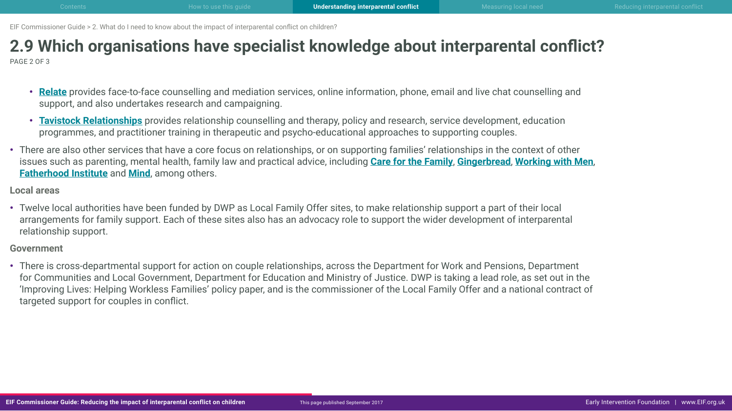# 2.9 Which organisations have specialist knowledge about interparental conflict?

PAGE 2 OF 3

  - **Relate** provides face-to-face counselling and mediation services, online information, phone, email and live chat counselling and support, and also undertakes research and campaigning.
  - **Tavistock Relationships** provides relationship counselling and therapy, policy and research, service development, education programmes, and practitioner training in therapeutic and psycho-educational approaches to supporting couples.
- There are also other services that have a core focus on relationships, or on supporting families' relationships in the context of other issues such as parenting, mental health, family law and practical advice, including **Care for the Family**, **Gingerbread**, **Working with Men**, **Fatherhood Institute** and **Mind**, among others.

### Local areas

- Twelve local authorities have been funded by DWP as Local Family Offer sites, to make relationship support a part of their local arrangements for family support. Each of these sites also has an advocacy role to support the wider development of interparental relationship support.

### Government

- There is cross-departmental support for action on couple relationships, across the Department for Work and Pensions, Department for Communities and Local Government, Department for Education and Ministry of Justice. DWP is taking a lead role, as set out in the 'Improving Lives: Helping Workless Families' policy paper, and is the commissioner of the Local Family Offer and a national contract of targeted support for couples in conflict.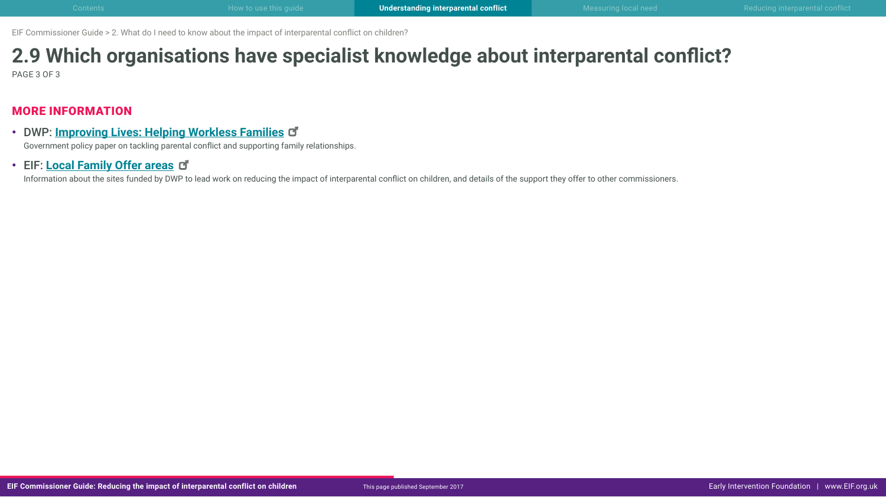EIF Commissioner Guide > 2. What do I need to know about the impact of interparental conflict on children?

# 2.9 Which organisations have specialist knowledge about interparental conflict?

PAGE 3 OF 3

## MORE INFORMATION

- DWP: **Improving Lives: Helping Workless Families**
  Government policy paper on tackling parental conflict and supporting family relationships.
- EIF: **Local Family Offer areas**
  Information about the sites funded by DWP to lead work on reducing the impact of interparental conflict on children, and details of the support they offer to other commissioners.

This page published September 2017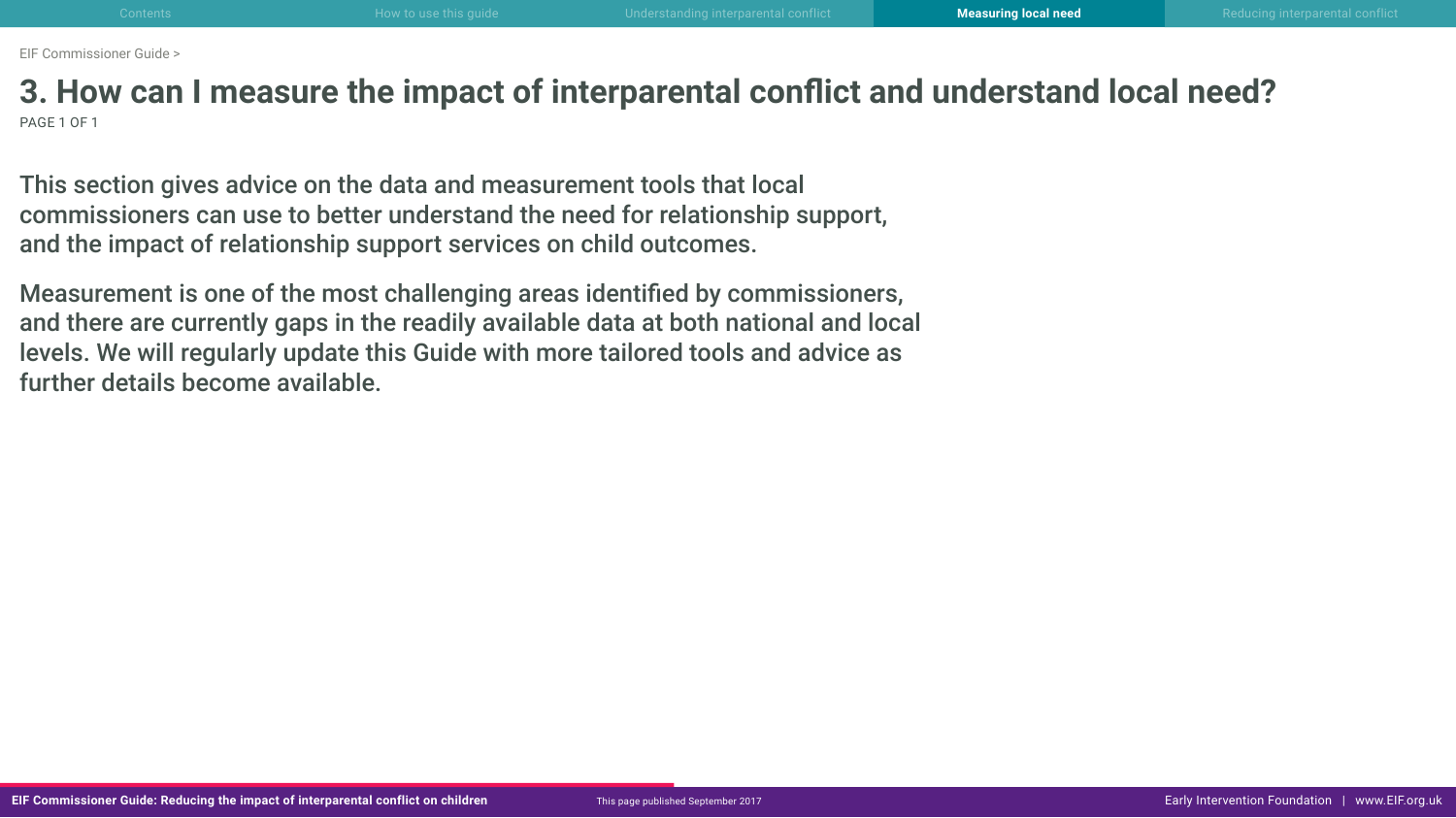# 3. How can I measure the impact of interparental conflict and understand local need?

This section gives advice on the data and measurement tools that local commissioners can use to better understand the need for relationship support, and the impact of relationship support services on child outcomes.

Measurement is one of the most challenging areas identified by commissioners, and there are currently gaps in the readily available data at both national and local levels. We will regularly update this Guide with more tailored tools and advice as further details become available.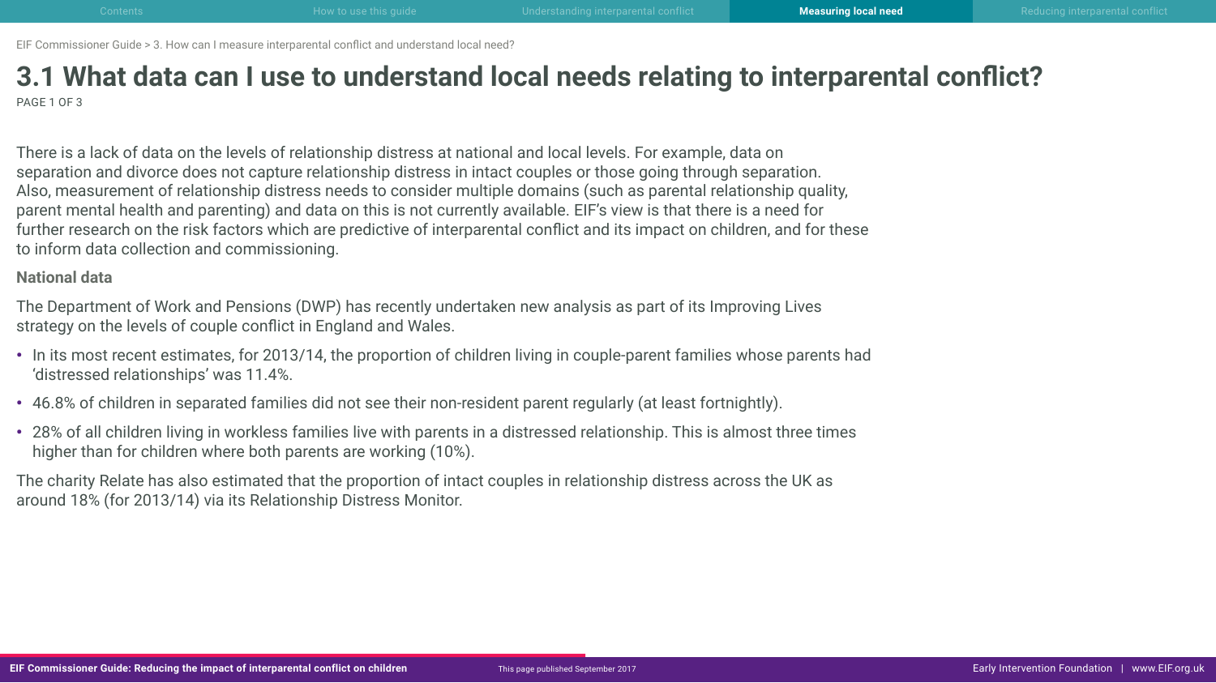# 3.1 What data can I use to understand local needs relating to interparental conflict?

There is a lack of data on the levels of relationship distress at national and local levels. For example, data on separation and divorce does not capture relationship distress in intact couples or those going through separation. Also, measurement of relationship distress needs to consider multiple domains (such as parental relationship quality, parent mental health and parenting) and data on this is not currently available. EIF's view is that there is a need for further research on the risk factors which are predictive of interparental conflict and its impact on children, and for these to inform data collection and commissioning.

## National data

The Department of Work and Pensions (DWP) has recently undertaken new analysis as part of its Improving Lives strategy on the levels of couple conflict in England and Wales.

- In its most recent estimates, for 2013/14, the proportion of children living in couple-parent families whose parents had 'distressed relationships' was 11.4%.
- 46.8% of children in separated families did not see their non-resident parent regularly (at least fortnightly).
- 28% of all children living in workless families live with parents in a distressed relationship. This is almost three times higher than for children where both parents are working (10%).

The charity Relate has also estimated that the proportion of intact couples in relationship distress across the UK as around 18% (for 2013/14) via its Relationship Distress Monitor.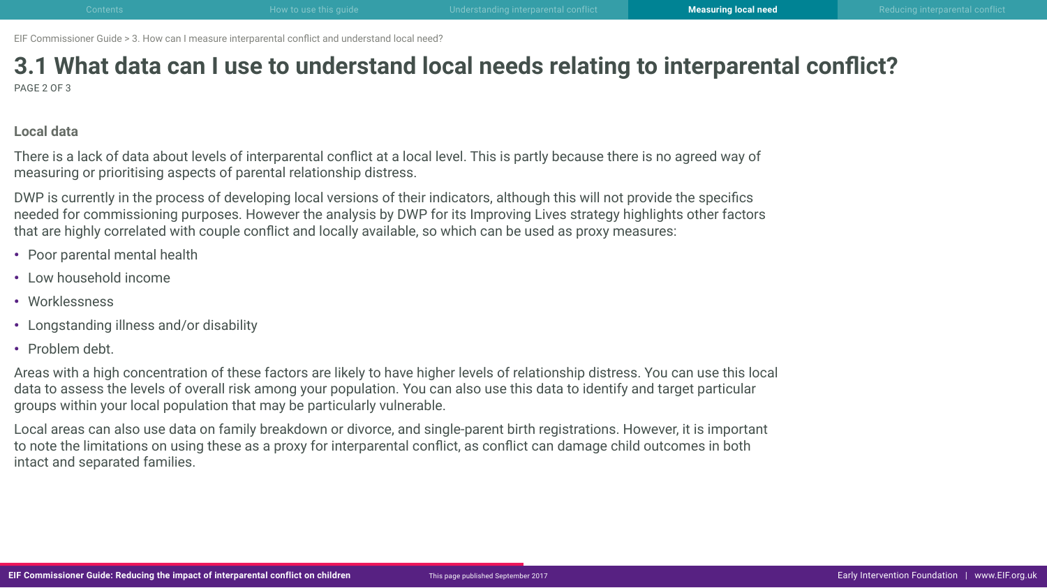# 3.1 What data can I use to understand local needs relating to interparental conflict?

## Local data

There is a lack of data about levels of interparental conflict at a local level. This is partly because there is no agreed way of measuring or prioritising aspects of parental relationship distress.

DWP is currently in the process of developing local versions of their indicators, although this will not provide the specifics needed for commissioning purposes. However the analysis by DWP for its Improving Lives strategy highlights other factors that are highly correlated with couple conflict and locally available, so which can be used as proxy measures:

- Poor parental mental health
- Low household income
- Worklessness
- Longstanding illness and/or disability
- Problem debt.

Areas with a high concentration of these factors are likely to have higher levels of relationship distress. You can use this local data to assess the levels of overall risk among your population. You can also use this data to identify and target particular groups within your local population that may be particularly vulnerable.

Local areas can also use data on family breakdown or divorce, and single-parent birth registrations. However, it is important to note the limitations on using these as a proxy for interparental conflict, as conflict can damage child outcomes in both intact and separated families.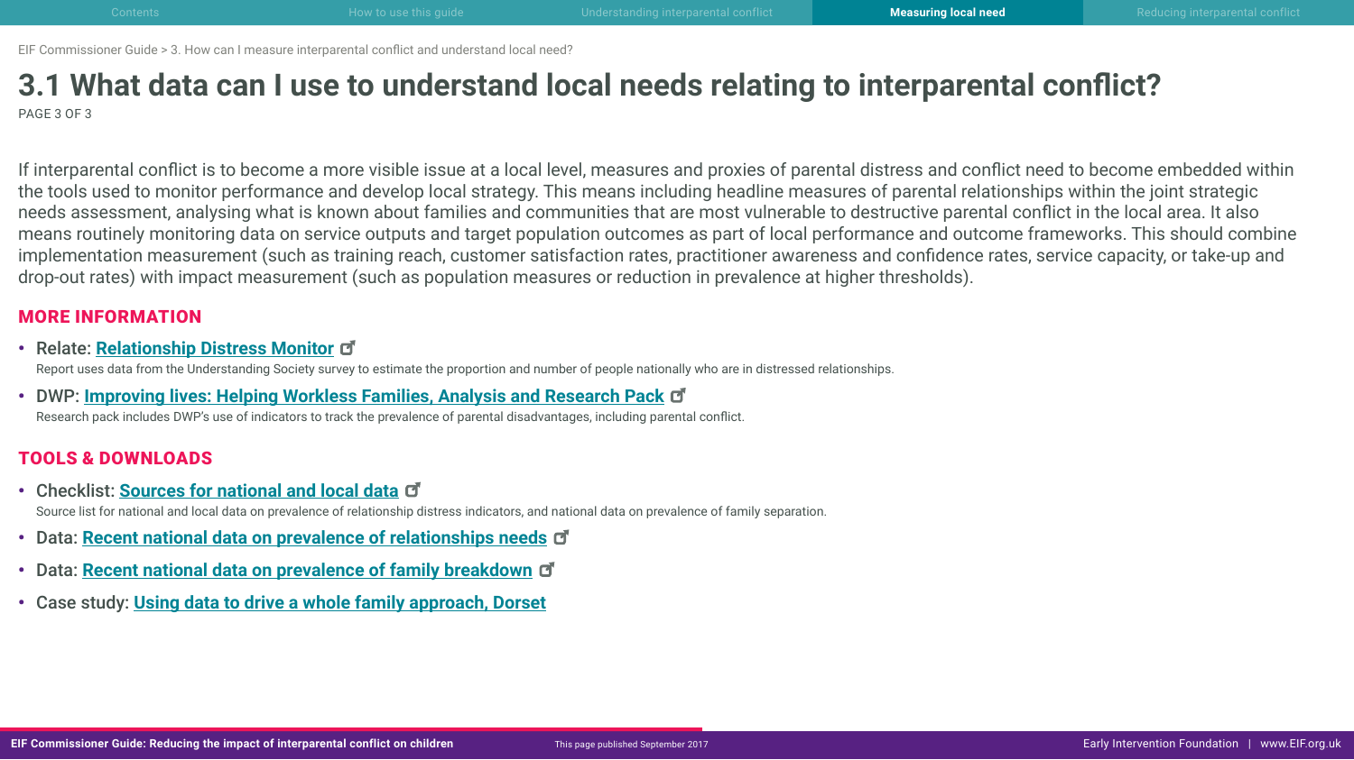EIF Commissioner Guide > 3. How can I measure interparental conflict and understand local need?

# 3.1 What data can I use to understand local needs relating to interparental conflict?

PAGE 3 OF 3

If interparental conflict is to become a more visible issue at a local level, measures and proxies of parental distress and conflict need to become embedded within the tools used to monitor performance and develop local strategy. This means including headline measures of parental relationships within the joint strategic needs assessment, analysing what is known about families and communities that are most vulnerable to destructive parental conflict in the local area. It also means routinely monitoring data on service outputs and target population outcomes as part of local performance and outcome frameworks. This should combine implementation measurement (such as training reach, customer satisfaction rates, practitioner awareness and confidence rates, service capacity, or take-up and drop-out rates) with impact measurement (such as population measures or reduction in prevalence at higher thresholds).

## MORE INFORMATION

- **Relate: Relationship Distress Monitor**
  Report uses data from the Understanding Society survey to estimate the proportion and number of people nationally who are in distressed relationships.
- **DWP: Improving lives: Helping Workless Families, Analysis and Research Pack**
  Research pack includes DWP's use of indicators to track the prevalence of parental disadvantages, including parental conflict.

## TOOLS & DOWNLOADS

- **Checklist: Sources for national and local data**
  Source list for national and local data on prevalence of relationship distress indicators, and national data on prevalence of family separation.
- **Data: Recent national data on prevalence of relationships needs**
- **Data: Recent national data on prevalence of family breakdown**
- **Case study: Using data to drive a whole family approach, Dorset**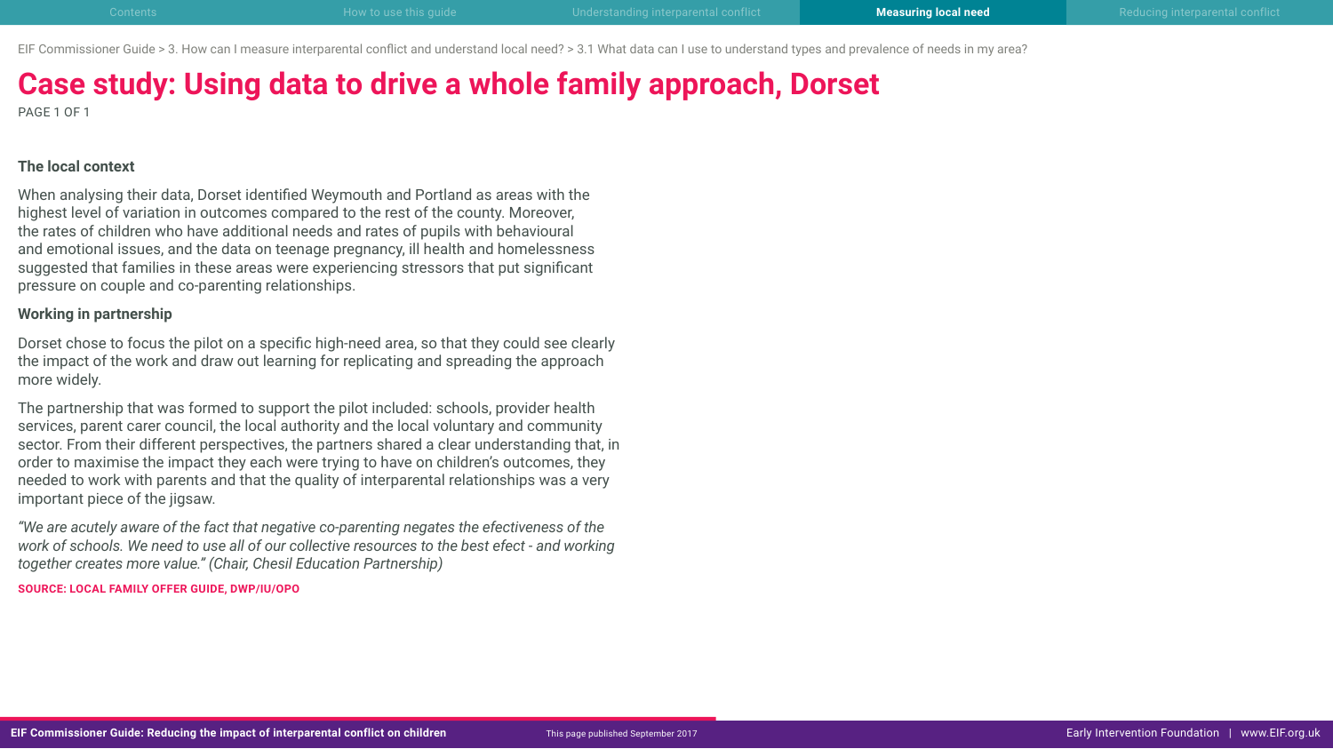# Case study: Using data to drive a whole family approach, Dorset

PAGE 1 OF 1

### The local context

When analysing their data, Dorset identified Weymouth and Portland as areas with the highest level of variation in outcomes compared to the rest of the county. Moreover, the rates of children who have additional needs and rates of pupils with behavioural and emotional issues, and the data on teenage pregnancy, ill health and homelessness suggested that families in these areas were experiencing stressors that put significant pressure on couple and co-parenting relationships.

### Working in partnership

Dorset chose to focus the pilot on a specific high-need area, so that they could see clearly the impact of the work and draw out learning for replicating and spreading the approach more widely.

The partnership that was formed to support the pilot included: schools, provider health services, parent carer council, the local authority and the local voluntary and community sector. From their different perspectives, the partners shared a clear understanding that, in order to maximise the impact they each were trying to have on children's outcomes, they needed to work with parents and that the quality of interparental relationships was a very important piece of the jigsaw.

*"We are acutely aware of the fact that negative co-parenting negates the efectiveness of the work of schools. We need to use all of our collective resources to the best efect - and working together creates more value." (Chair, Chesil Education Partnership)*

**SOURCE: LOCAL FAMILY OFFER GUIDE, DWP/IU/OPO**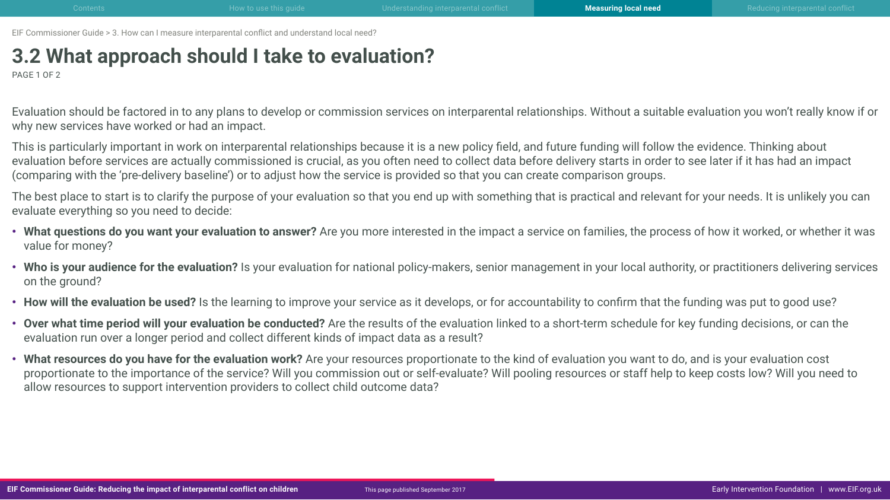# 3.2 What approach should I take to evaluation?

PAGE 1 OF 2

Evaluation should be factored in to any plans to develop or commission services on interparental relationships. Without a suitable evaluation you won't really know if or why new services have worked or had an impact.

This is particularly important in work on interparental relationships because it is a new policy field, and future funding will follow the evidence. Thinking about evaluation before services are actually commissioned is crucial, as you often need to collect data before delivery starts in order to see later if it has had an impact (comparing with the 'pre-delivery baseline') or to adjust how the service is provided so that you can create comparison groups.

The best place to start is to clarify the purpose of your evaluation so that you end up with something that is practical and relevant for your needs. It is unlikely you can evaluate everything so you need to decide:

- **What questions do you want your evaluation to answer?** Are you more interested in the impact a service on families, the process of how it worked, or whether it was value for money?
- **Who is your audience for the evaluation?** Is your evaluation for national policy-makers, senior management in your local authority, or practitioners delivering services on the ground?
- **How will the evaluation be used?** Is the learning to improve your service as it develops, or for accountability to confirm that the funding was put to good use?
- **Over what time period will your evaluation be conducted?** Are the results of the evaluation linked to a short-term schedule for key funding decisions, or can the evaluation run over a longer period and collect different kinds of impact data as a result?
- **What resources do you have for the evaluation work?** Are your resources proportionate to the kind of evaluation you want to do, and is your evaluation cost proportionate to the importance of the service? Will you commission out or self-evaluate? Will pooling resources or staff help to keep costs low? Will you need to allow resources to support intervention providers to collect child outcome data?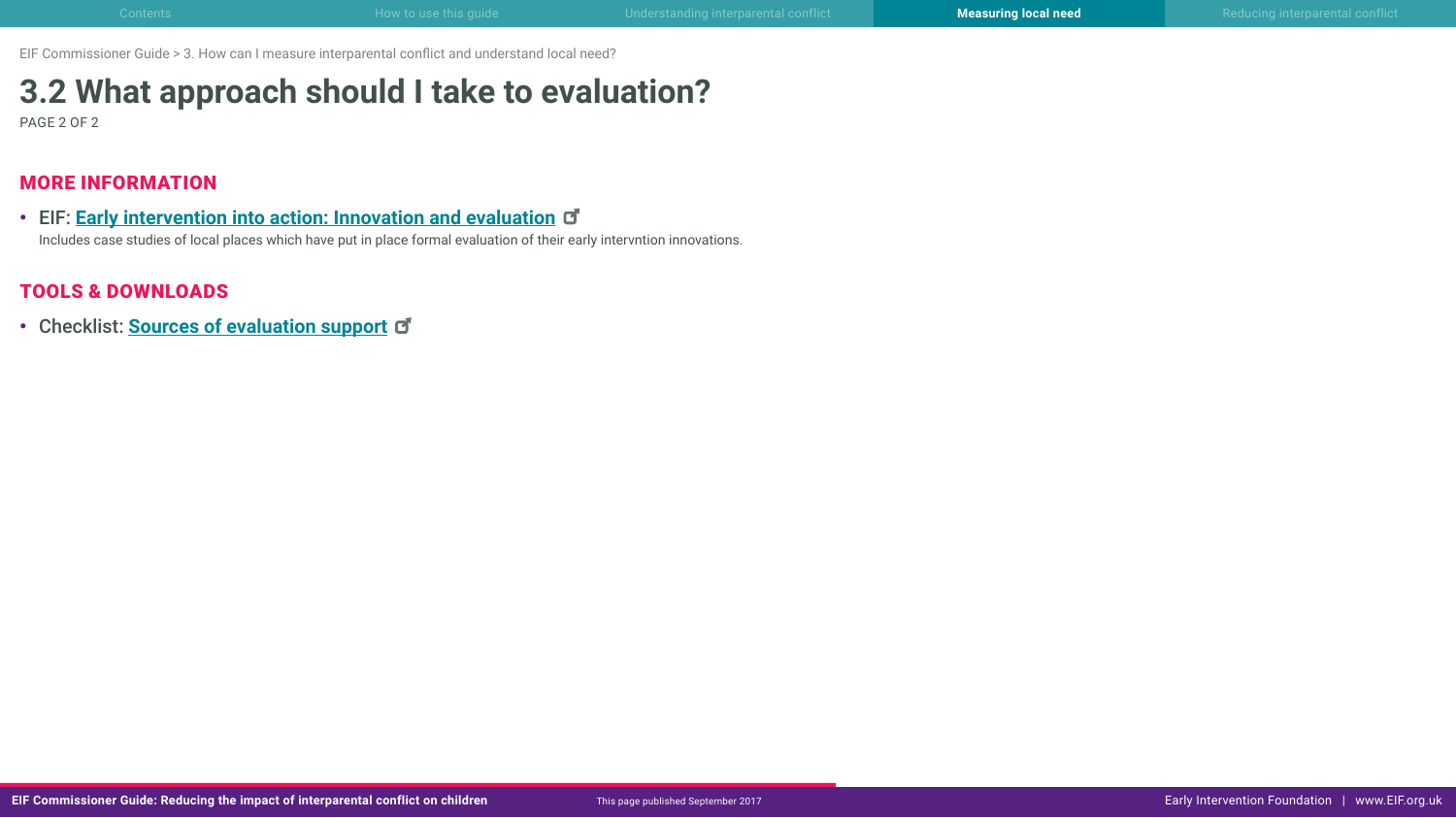# 3.2 What approach should I take to evaluation?

PAGE 2 OF 2

## MORE INFORMATION

- EIF: **Early intervention into action: Innovation and evaluation**
  Includes case studies of local places which have put in place formal evaluation of their early intervntion innovations.

## TOOLS & DOWNLOADS

- Checklist: **Sources of evaluation support**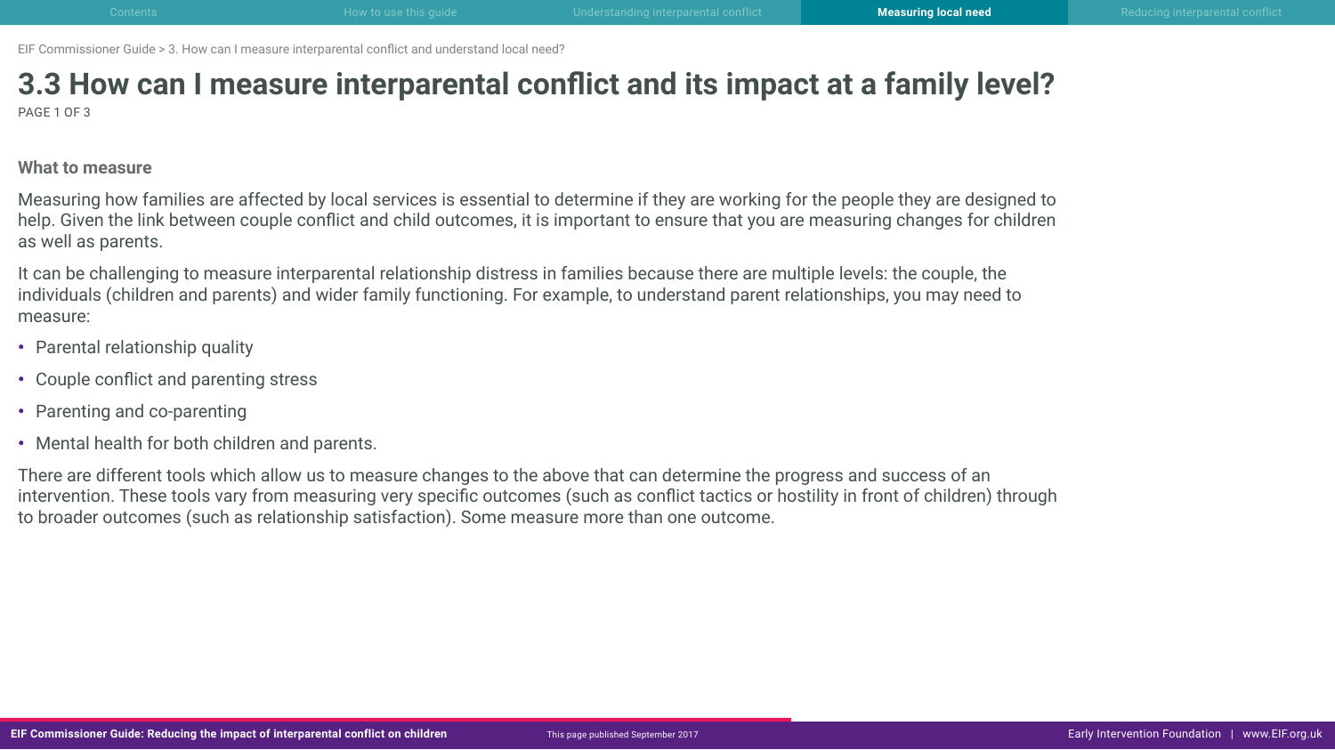# 3.3 How can I measure interparental conflict and its impact at a family level?

### What to measure

Measuring how families are affected by local services is essential to determine if they are working for the people they are designed to help. Given the link between couple conflict and child outcomes, it is important to ensure that you are measuring changes for children as well as parents.

It can be challenging to measure interparental relationship distress in families because there are multiple levels: the couple, the individuals (children and parents) and wider family functioning. For example, to understand parent relationships, you may need to measure:

- Parental relationship quality
- Couple conflict and parenting stress
- Parenting and co-parenting
- Mental health for both children and parents.

There are different tools which allow us to measure changes to the above that can determine the progress and success of an intervention. These tools vary from measuring very specific outcomes (such as conflict tactics or hostility in front of children) through to broader outcomes (such as relationship satisfaction). Some measure more than one outcome.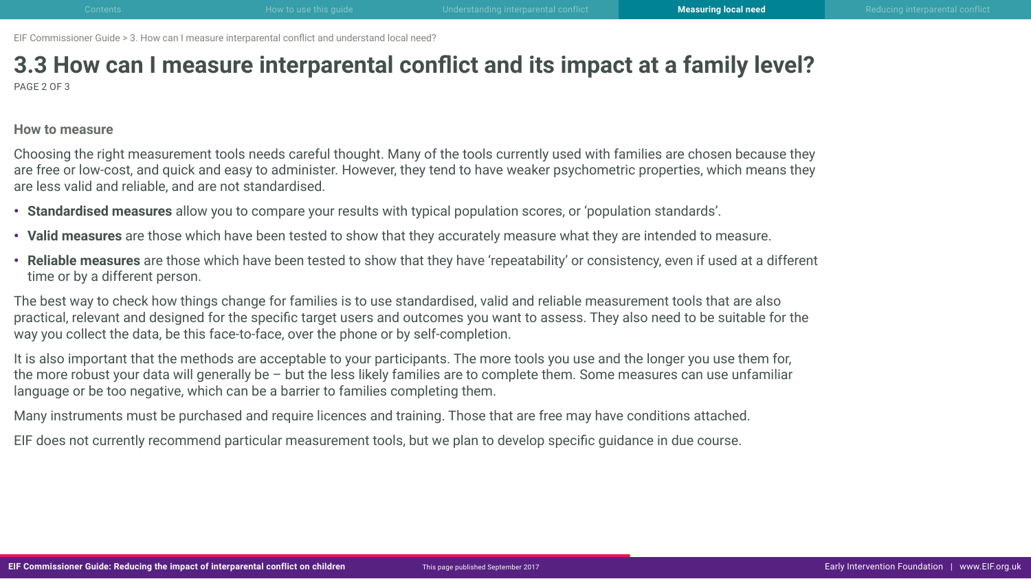# 3.3 How can I measure interparental conflict and its impact at a family level?

### How to measure

Choosing the right measurement tools needs careful thought. Many of the tools currently used with families are chosen because they are free or low-cost, and quick and easy to administer. However, they tend to have weaker psychometric properties, which means they are less valid and reliable, and are not standardised.

- **Standardised measures** allow you to compare your results with typical population scores, or 'population standards'.
- **Valid measures** are those which have been tested to show that they accurately measure what they are intended to measure.
- **Reliable measures** are those which have been tested to show that they have 'repeatability' or consistency, even if used at a different time or by a different person.

The best way to check how things change for families is to use standardised, valid and reliable measurement tools that are also practical, relevant and designed for the specific target users and outcomes you want to assess. They also need to be suitable for the way you collect the data, be this face-to-face, over the phone or by self-completion.

It is also important that the methods are acceptable to your participants. The more tools you use and the longer you use them for, the more robust your data will generally be – but the less likely families are to complete them. Some measures can use unfamiliar language or be too negative, which can be a barrier to families completing them.

Many instruments must be purchased and require licences and training. Those that are free may have conditions attached.

EIF does not currently recommend particular measurement tools, but we plan to develop specific guidance in due course.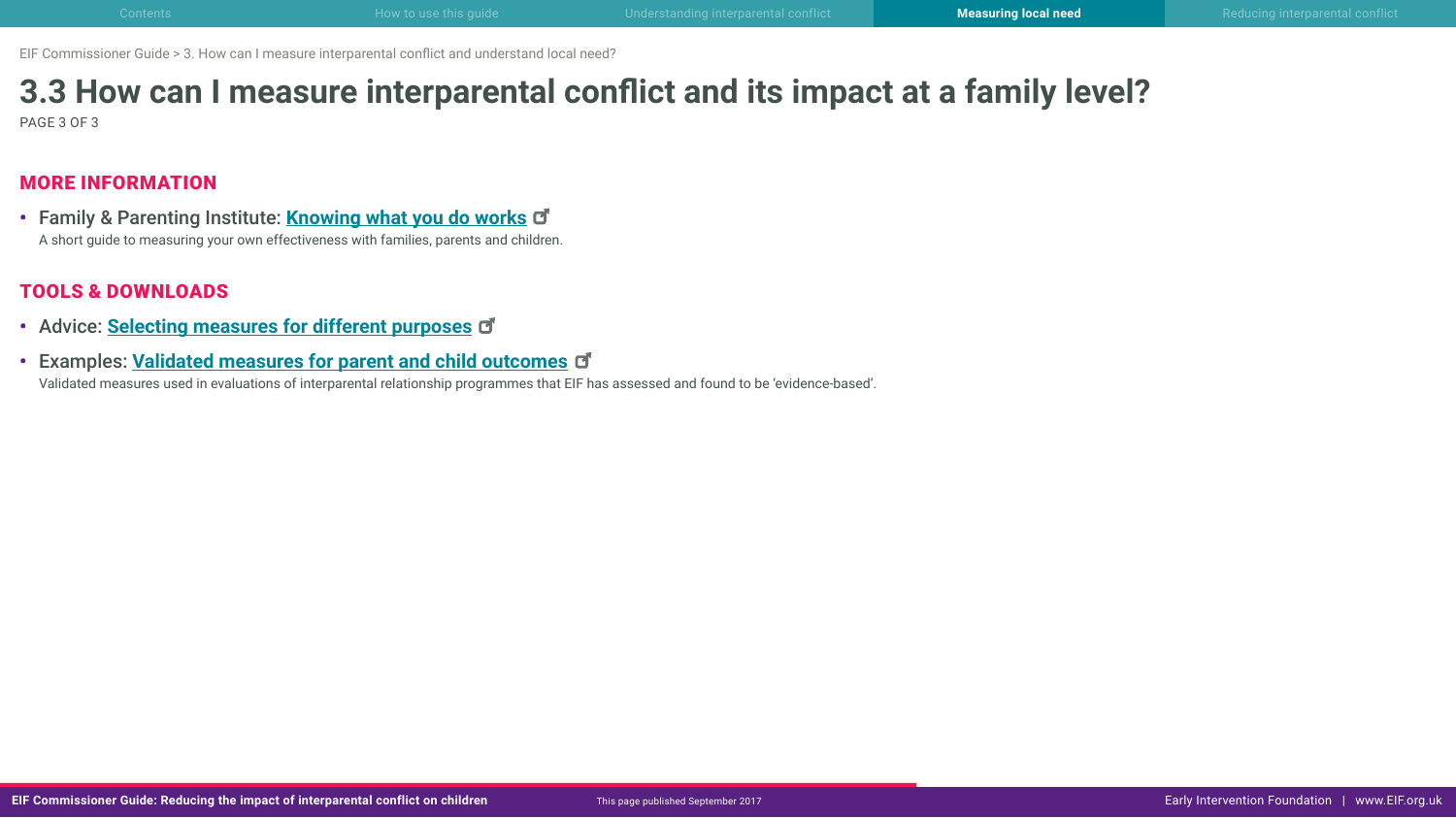EIF Commissioner Guide > 3. How can I measure interparental conflict and understand local need?

# 3.3 How can I measure interparental conflict and its impact at a family level?

PAGE 3 OF 3

## MORE INFORMATION

- Family & Parenting Institute: **Knowing what you do works**
  A short guide to measuring your own effectiveness with families, parents and children.

## TOOLS & DOWNLOADS

- Advice: **Selecting measures for different purposes**
- Examples: **Validated measures for parent and child outcomes**
  Validated measures used in evaluations of interparental relationship programmes that EIF has assessed and found to be 'evidence-based'.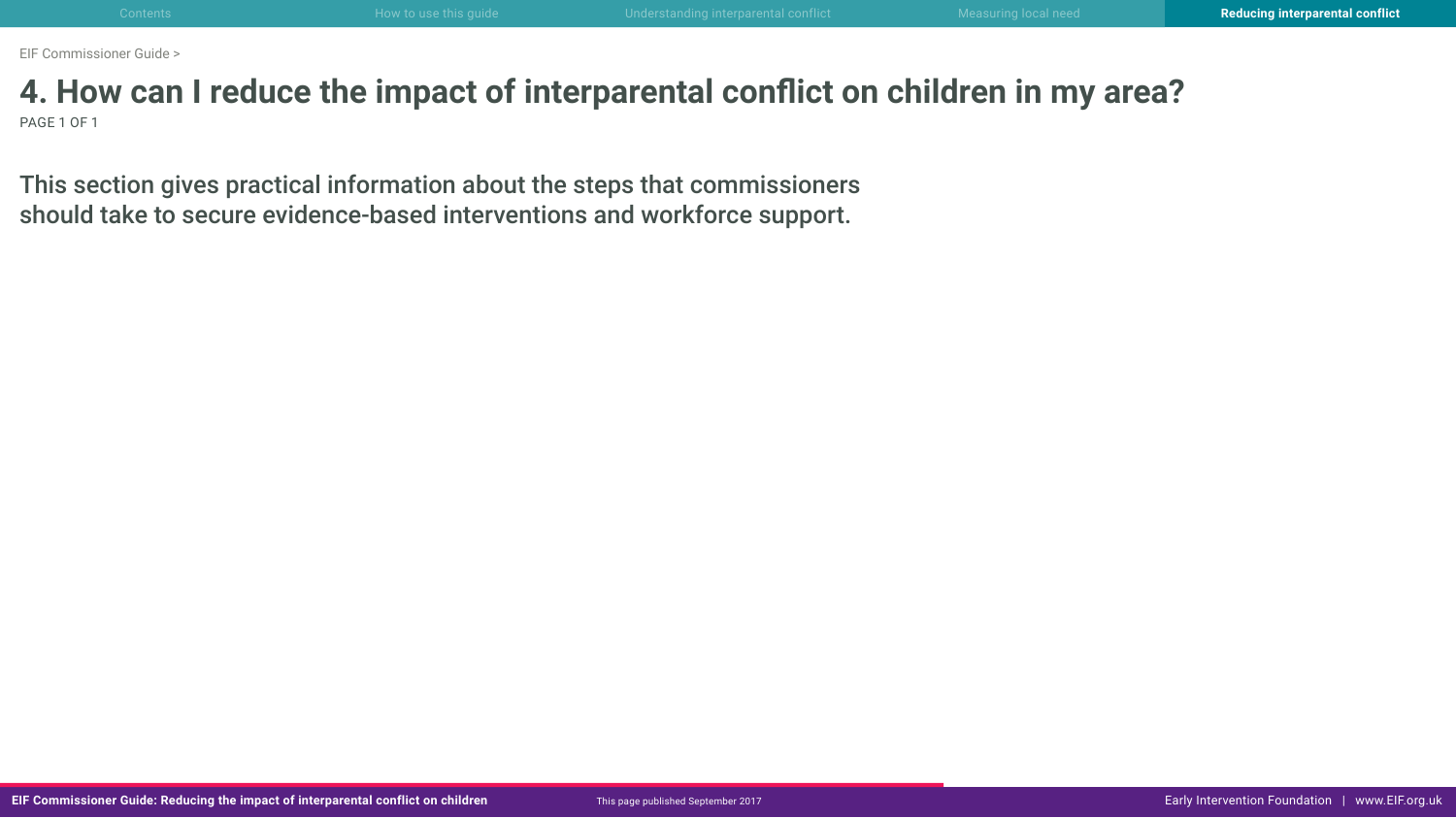# 4. How can I reduce the impact of interparental conflict on children in my area?

This section gives practical information about the steps that commissioners should take to secure evidence-based interventions and workforce support.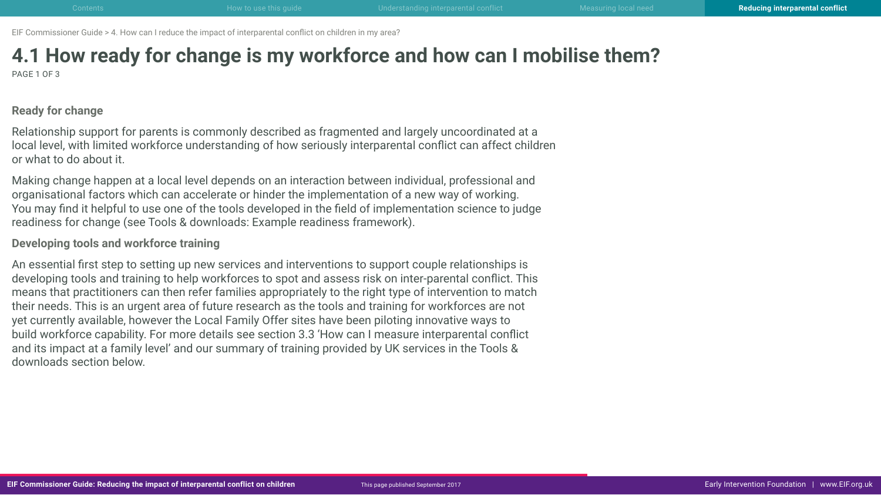# 4.1 How ready for change is my workforce and how can I mobilise them?

PAGE 1 OF 3

### Ready for change

Relationship support for parents is commonly described as fragmented and largely uncoordinated at a local level, with limited workforce understanding of how seriously interparental conflict can affect children or what to do about it.

Making change happen at a local level depends on an interaction between individual, professional and organisational factors which can accelerate or hinder the implementation of a new way of working. You may find it helpful to use one of the tools developed in the field of implementation science to judge readiness for change (see Tools & downloads: Example readiness framework).

### Developing tools and workforce training

An essential first step to setting up new services and interventions to support couple relationships is developing tools and training to help workforces to spot and assess risk on inter-parental conflict. This means that practitioners can then refer families appropriately to the right type of intervention to match their needs. This is an urgent area of future research as the tools and training for workforces are not yet currently available, however the Local Family Offer sites have been piloting innovative ways to build workforce capability. For more details see section 3.3 'How can I measure interparental conflict and its impact at a family level' and our summary of training provided by UK services in the Tools & downloads section below.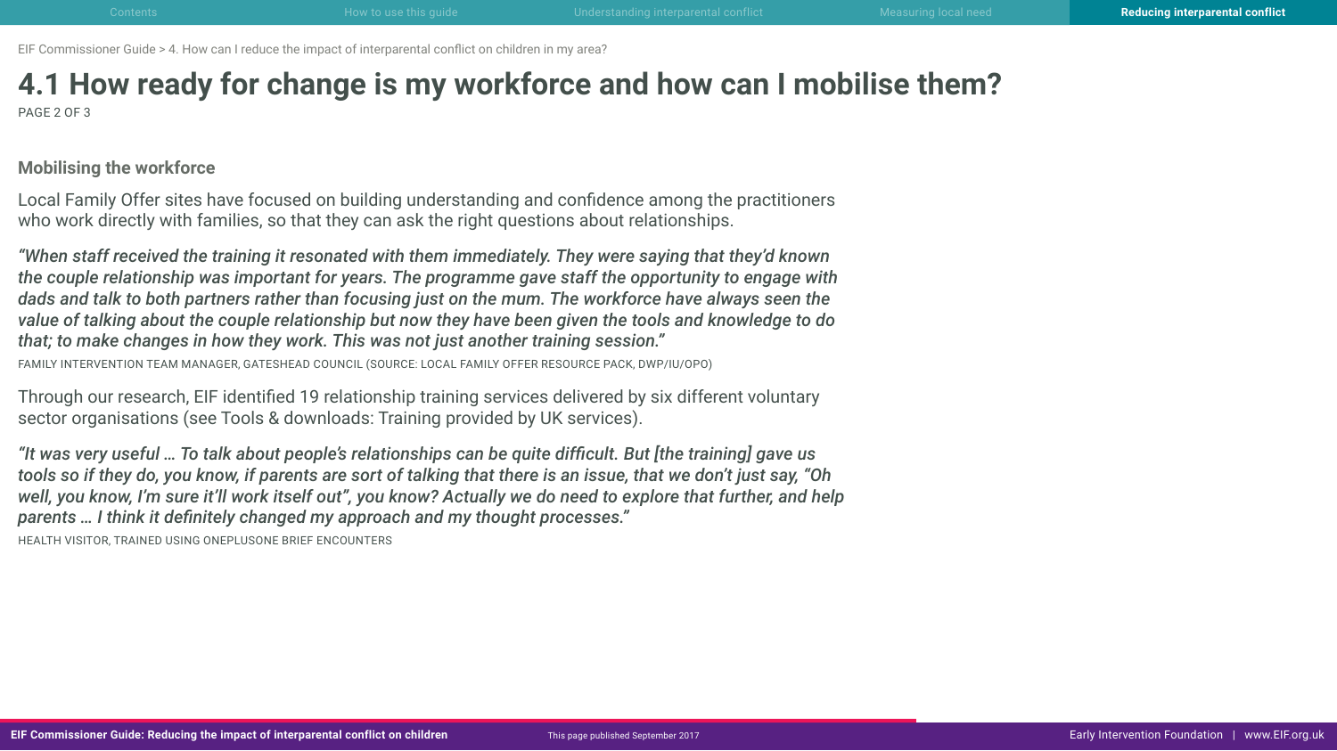# 4.1 How ready for change is my workforce and how can I mobilise them?

PAGE 2 OF 3

### Mobilising the workforce

Local Family Offer sites have focused on building understanding and confidence among the practitioners who work directly with families, so that they can ask the right questions about relationships.

***"When staff received the training it resonated with them immediately. They were saying that they'd known the couple relationship was important for years. The programme gave staff the opportunity to engage with dads and talk to both partners rather than focusing just on the mum. The workforce have always seen the value of talking about the couple relationship but now they have been given the tools and knowledge to do that; to make changes in how they work. This was not just another training session."***

FAMILY INTERVENTION TEAM MANAGER, GATESHEAD COUNCIL (SOURCE: LOCAL FAMILY OFFER RESOURCE PACK, DWP/IU/OPO)

Through our research, EIF identified 19 relationship training services delivered by six different voluntary sector organisations (see Tools & downloads: Training provided by UK services).

***"It was very useful … To talk about people's relationships can be quite difficult. But [the training] gave us tools so if they do, you know, if parents are sort of talking that there is an issue, that we don't just say, "Oh well, you know, I'm sure it'll work itself out", you know? Actually we do need to explore that further, and help parents … I think it definitely changed my approach and my thought processes."***

HEALTH VISITOR, TRAINED USING ONEPLUSONE BRIEF ENCOUNTERS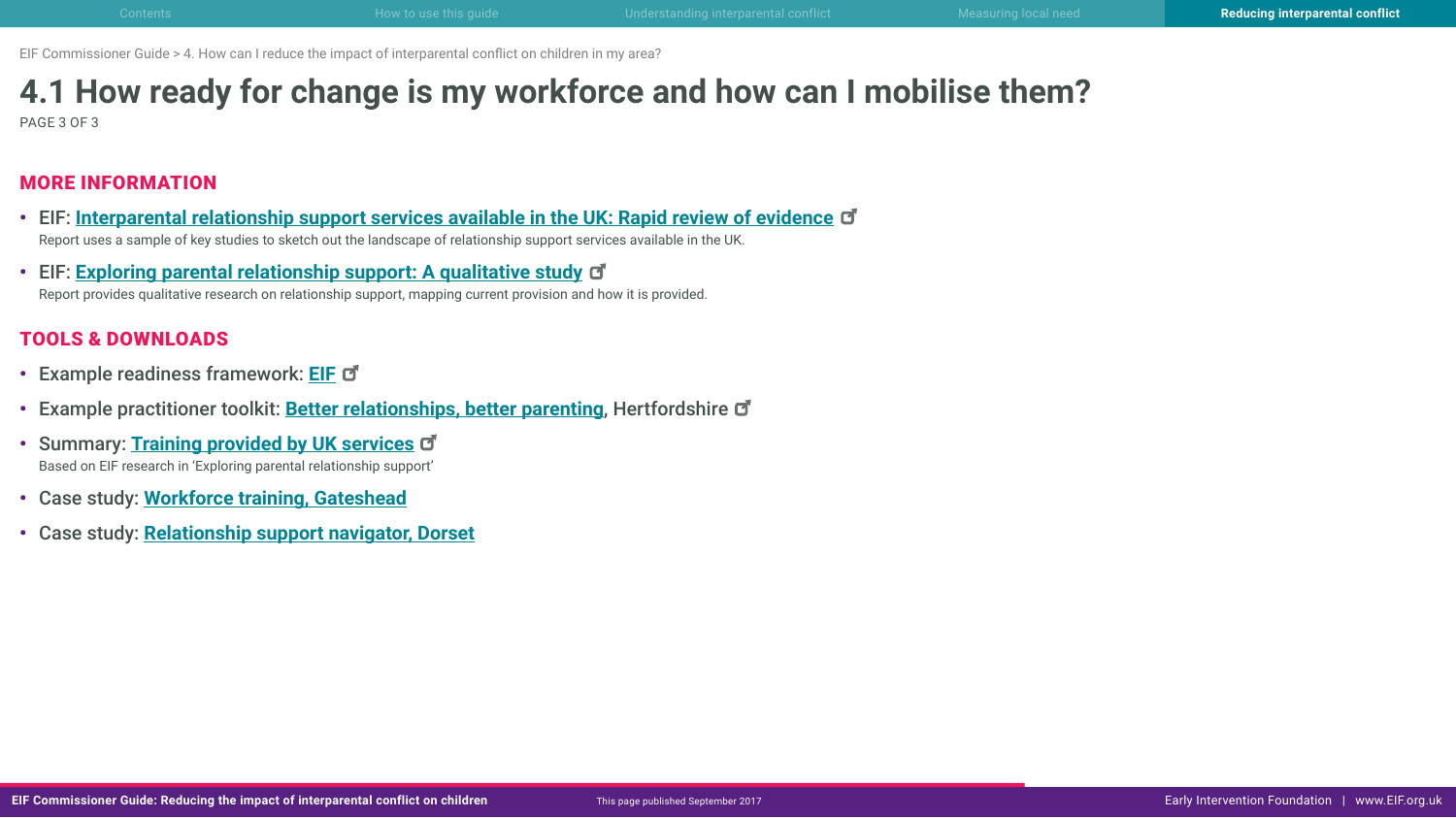EIF Commissioner Guide > 4. How can I reduce the impact of interparental conflict on children in my area?

# 4.1 How ready for change is my workforce and how can I mobilise them?

PAGE 3 OF 3

## MORE INFORMATION

- EIF: **Interparental relationship support services available in the UK: Rapid review of evidence**
  Report uses a sample of key studies to sketch out the landscape of relationship support services available in the UK.
- EIF: **Exploring parental relationship support: A qualitative study**
  Report provides qualitative research on relationship support, mapping current provision and how it is provided.

## TOOLS & DOWNLOADS

- Example readiness framework: **EIF**
- Example practitioner toolkit: **Better relationships, better parenting**, Hertfordshire
- Summary: **Training provided by UK services**
  Based on EIF research in 'Exploring parental relationship support'
- Case study: **Workforce training, Gateshead**
- Case study: **Relationship support navigator, Dorset**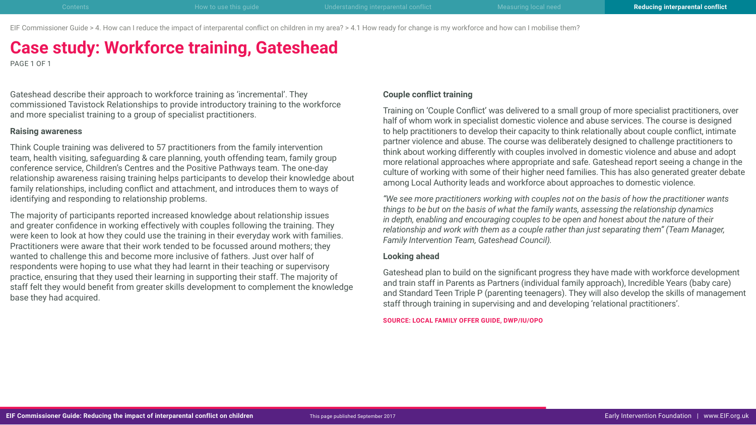# Case study: Workforce training, Gateshead

Gateshead describe their approach to workforce training as 'incremental'. They commissioned Tavistock Relationships to provide introductory training to the workforce and more specialist training to a group of specialist practitioners.

### Raising awareness

Think Couple training was delivered to 57 practitioners from the family intervention team, health visiting, safeguarding & care planning, youth offending team, family group conference service, Children's Centres and the Positive Pathways team. The one-day relationship awareness raising training helps participants to develop their knowledge about family relationships, including conflict and attachment, and introduces them to ways of identifying and responding to relationship problems.

The majority of participants reported increased knowledge about relationship issues and greater confidence in working effectively with couples following the training. They were keen to look at how they could use the training in their everyday work with families. Practitioners were aware that their work tended to be focussed around mothers; they wanted to challenge this and become more inclusive of fathers. Just over half of respondents were hoping to use what they had learnt in their teaching or supervisory practice, ensuring that they used their learning in supporting their staff. The majority of staff felt they would benefit from greater skills development to complement the knowledge base they had acquired.

### Couple conflict training

Training on 'Couple Conflict' was delivered to a small group of more specialist practitioners, over half of whom work in specialist domestic violence and abuse services. The course is designed to help practitioners to develop their capacity to think relationally about couple conflict, intimate partner violence and abuse. The course was deliberately designed to challenge practitioners to think about working differently with couples involved in domestic violence and abuse and adopt more relational approaches where appropriate and safe. Gateshead report seeing a change in the culture of working with some of their higher need families. This has also generated greater debate among Local Authority leads and workforce about approaches to domestic violence.

*"We see more practitioners working with couples not on the basis of how the practitioner wants things to be but on the basis of what the family wants, assessing the relationship dynamics in depth, enabling and encouraging couples to be open and honest about the nature of their relationship and work with them as a couple rather than just separating them" (Team Manager, Family Intervention Team, Gateshead Council).*

### Looking ahead

Gateshead plan to build on the significant progress they have made with workforce development and train staff in Parents as Partners (individual family approach), Incredible Years (baby care) and Standard Teen Triple P (parenting teenagers). They will also develop the skills of management staff through training in supervising and and developing 'relational practitioners'.

**SOURCE: LOCAL FAMILY OFFER GUIDE, DWP/IU/OPO**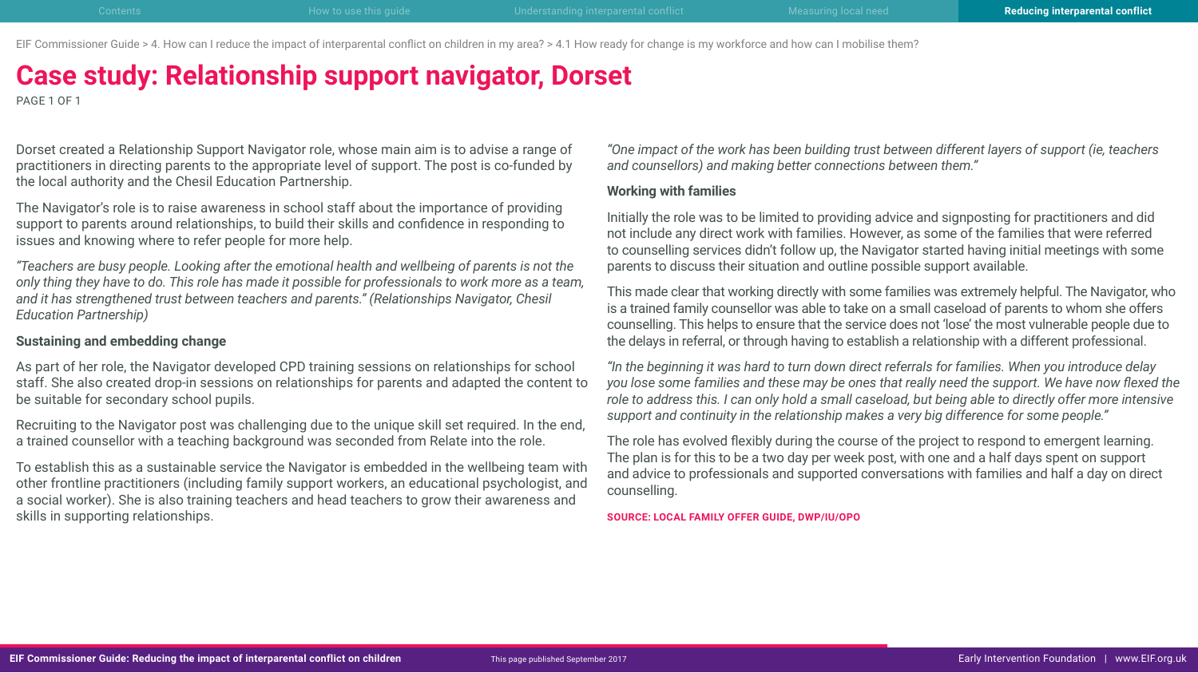EIF Commissioner Guide > 4. How can I reduce the impact of interparental conflict on children in my area? > 4.1 How ready for change is my workforce and how can I mobilise them?

# Case study: Relationship support navigator, Dorset

Dorset created a Relationship Support Navigator role, whose main aim is to advise a range of practitioners in directing parents to the appropriate level of support. The post is co-funded by the local authority and the Chesil Education Partnership.

The Navigator's role is to raise awareness in school staff about the importance of providing support to parents around relationships, to build their skills and confidence in responding to issues and knowing where to refer people for more help.

*"Teachers are busy people. Looking after the emotional health and wellbeing of parents is not the only thing they have to do. This role has made it possible for professionals to work more as a team, and it has strengthened trust between teachers and parents." (Relationships Navigator, Chesil Education Partnership)*

### Sustaining and embedding change

As part of her role, the Navigator developed CPD training sessions on relationships for school staff. She also created drop-in sessions on relationships for parents and adapted the content to be suitable for secondary school pupils.

Recruiting to the Navigator post was challenging due to the unique skill set required. In the end, a trained counsellor with a teaching background was seconded from Relate into the role.

To establish this as a sustainable service the Navigator is embedded in the wellbeing team with other frontline practitioners (including family support workers, an educational psychologist, and a social worker). She is also training teachers and head teachers to grow their awareness and skills in supporting relationships.

*"One impact of the work has been building trust between different layers of support (ie, teachers and counsellors) and making better connections between them."*

### Working with families

Initially the role was to be limited to providing advice and signposting for practitioners and did not include any direct work with families. However, as some of the families that were referred to counselling services didn't follow up, the Navigator started having initial meetings with some parents to discuss their situation and outline possible support available.

This made clear that working directly with some families was extremely helpful. The Navigator, who is a trained family counsellor was able to take on a small caseload of parents to whom she offers counselling. This helps to ensure that the service does not 'lose' the most vulnerable people due to the delays in referral, or through having to establish a relationship with a different professional.

*"In the beginning it was hard to turn down direct referrals for families. When you introduce delay you lose some families and these may be ones that really need the support. We have now flexed the role to address this. I can only hold a small caseload, but being able to directly offer more intensive support and continuity in the relationship makes a very big difference for some people."*

The role has evolved flexibly during the course of the project to respond to emergent learning. The plan is for this to be a two day per week post, with one and a half days spent on support and advice to professionals and supported conversations with families and half a day on direct counselling.

**SOURCE: LOCAL FAMILY OFFER GUIDE, DWP/IU/OPO**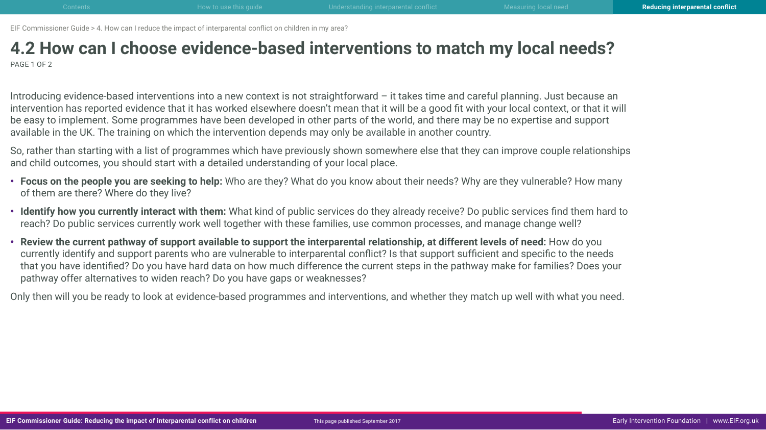# 4.2 How can I choose evidence-based interventions to match my local needs?

PAGE 1 OF 2

Introducing evidence-based interventions into a new context is not straightforward – it takes time and careful planning. Just because an intervention has reported evidence that it has worked elsewhere doesn't mean that it will be a good fit with your local context, or that it will be easy to implement. Some programmes have been developed in other parts of the world, and there may be no expertise and support available in the UK. The training on which the intervention depends may only be available in another country.

So, rather than starting with a list of programmes which have previously shown somewhere else that they can improve couple relationships and child outcomes, you should start with a detailed understanding of your local place.

- **Focus on the people you are seeking to help:** Who are they? What do you know about their needs? Why are they vulnerable? How many of them are there? Where do they live?
- **Identify how you currently interact with them:** What kind of public services do they already receive? Do public services find them hard to reach? Do public services currently work well together with these families, use common processes, and manage change well?
- **Review the current pathway of support available to support the interparental relationship, at different levels of need:** How do you currently identify and support parents who are vulnerable to interparental conflict? Is that support sufficient and specific to the needs that you have identified? Do you have hard data on how much difference the current steps in the pathway make for families? Does your pathway offer alternatives to widen reach? Do you have gaps or weaknesses?

Only then will you be ready to look at evidence-based programmes and interventions, and whether they match up well with what you need.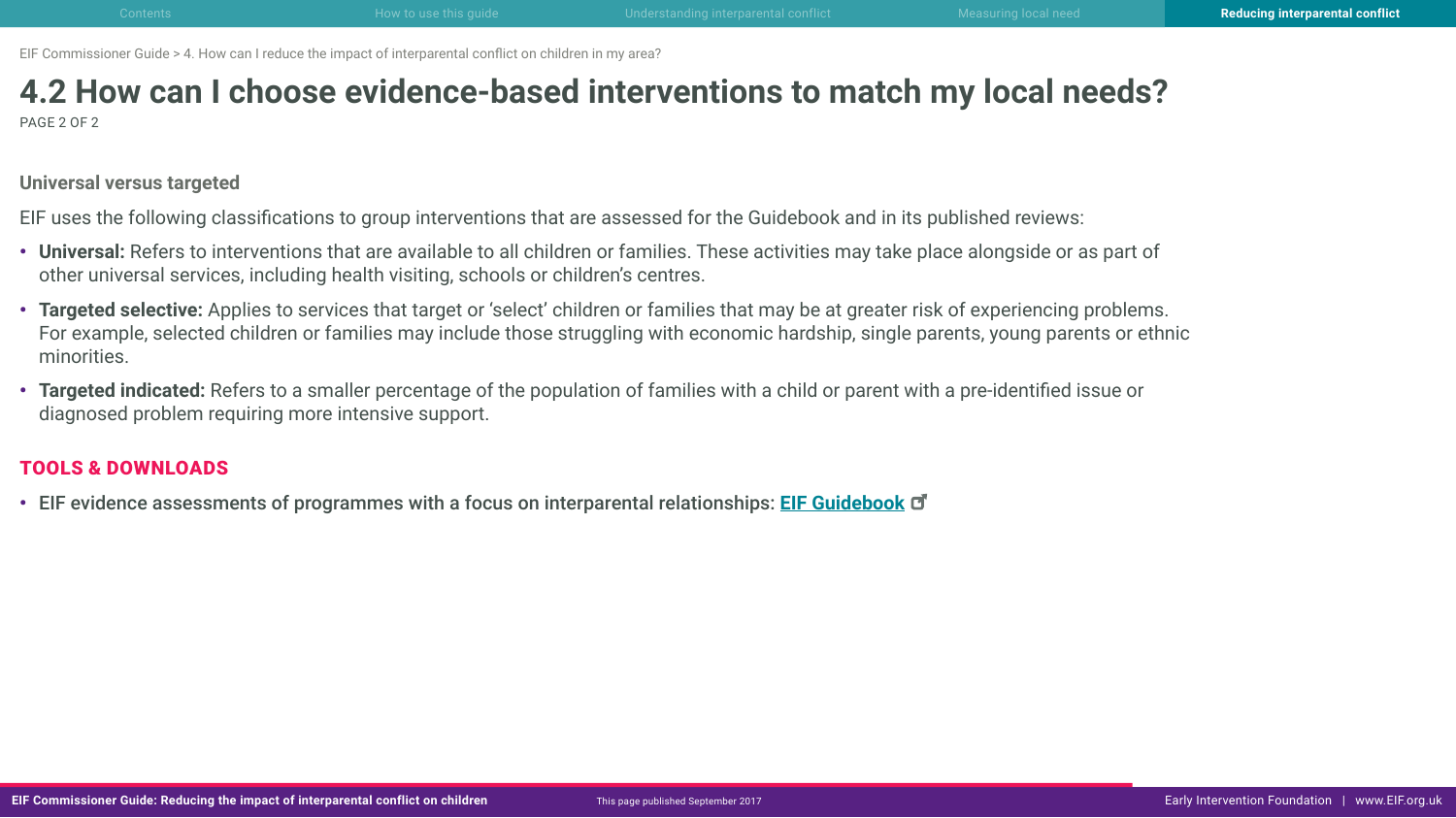# 4.2 How can I choose evidence-based interventions to match my local needs?

PAGE 2 OF 2

## Universal versus targeted

EIF uses the following classifications to group interventions that are assessed for the Guidebook and in its published reviews:

- **Universal:** Refers to interventions that are available to all children or families. These activities may take place alongside or as part of other universal services, including health visiting, schools or children's centres.
- **Targeted selective:** Applies to services that target or 'select' children or families that may be at greater risk of experiencing problems. For example, selected children or families may include those struggling with economic hardship, single parents, young parents or ethnic minorities.
- **Targeted indicated:** Refers to a smaller percentage of the population of families with a child or parent with a pre-identified issue or diagnosed problem requiring more intensive support.

## TOOLS & DOWNLOADS

- **EIF evidence assessments of programmes with a focus on interparental relationships: EIF Guidebook**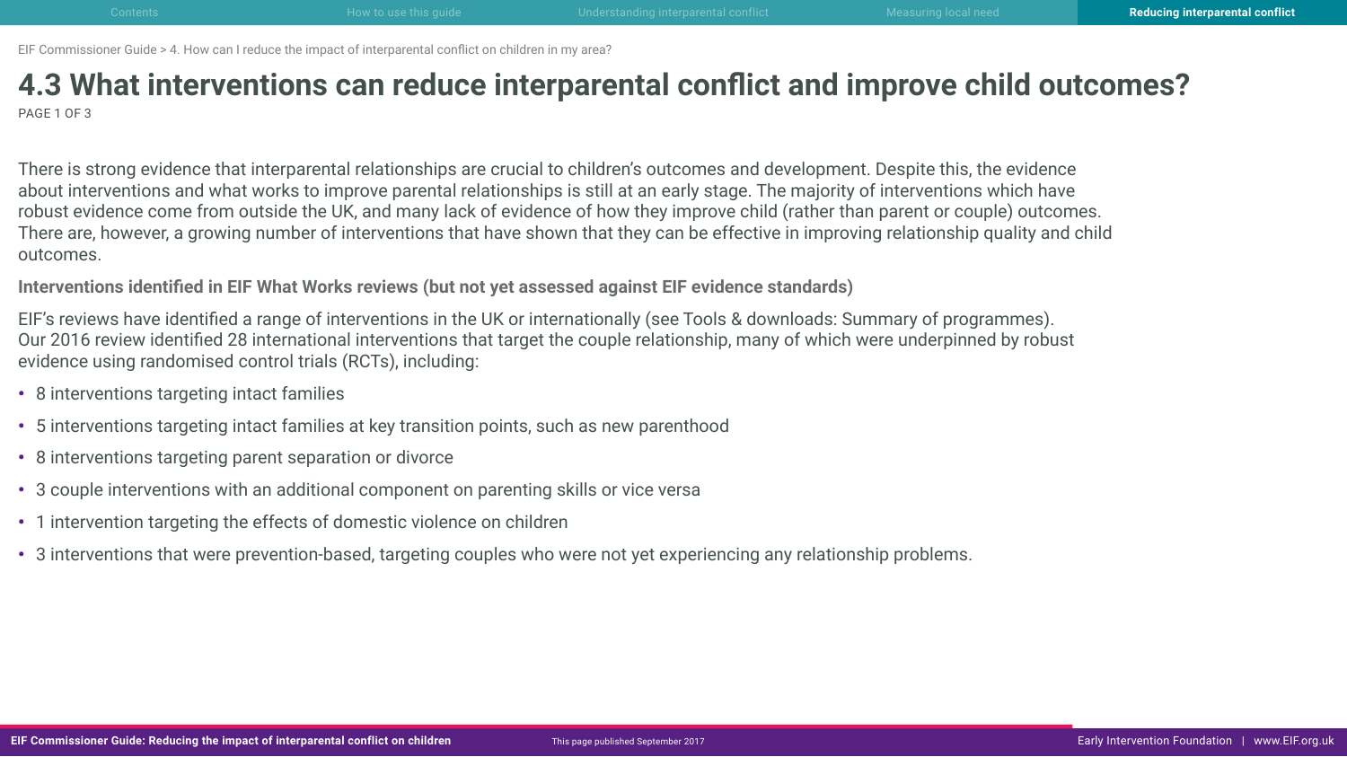# 4.3 What interventions can reduce interparental conflict and improve child outcomes?

PAGE 1 OF 3

There is strong evidence that interparental relationships are crucial to children's outcomes and development. Despite this, the evidence about interventions and what works to improve parental relationships is still at an early stage. The majority of interventions which have robust evidence come from outside the UK, and many lack of evidence of how they improve child (rather than parent or couple) outcomes. There are, however, a growing number of interventions that have shown that they can be effective in improving relationship quality and child outcomes.

**Interventions identified in EIF What Works reviews (but not yet assessed against EIF evidence standards)**

EIF's reviews have identified a range of interventions in the UK or internationally (see Tools & downloads: Summary of programmes). Our 2016 review identified 28 international interventions that target the couple relationship, many of which were underpinned by robust evidence using randomised control trials (RCTs), including:

- 8 interventions targeting intact families
- 5 interventions targeting intact families at key transition points, such as new parenthood
- 8 interventions targeting parent separation or divorce
- 3 couple interventions with an additional component on parenting skills or vice versa
- 1 intervention targeting the effects of domestic violence on children
- 3 interventions that were prevention-based, targeting couples who were not yet experiencing any relationship problems.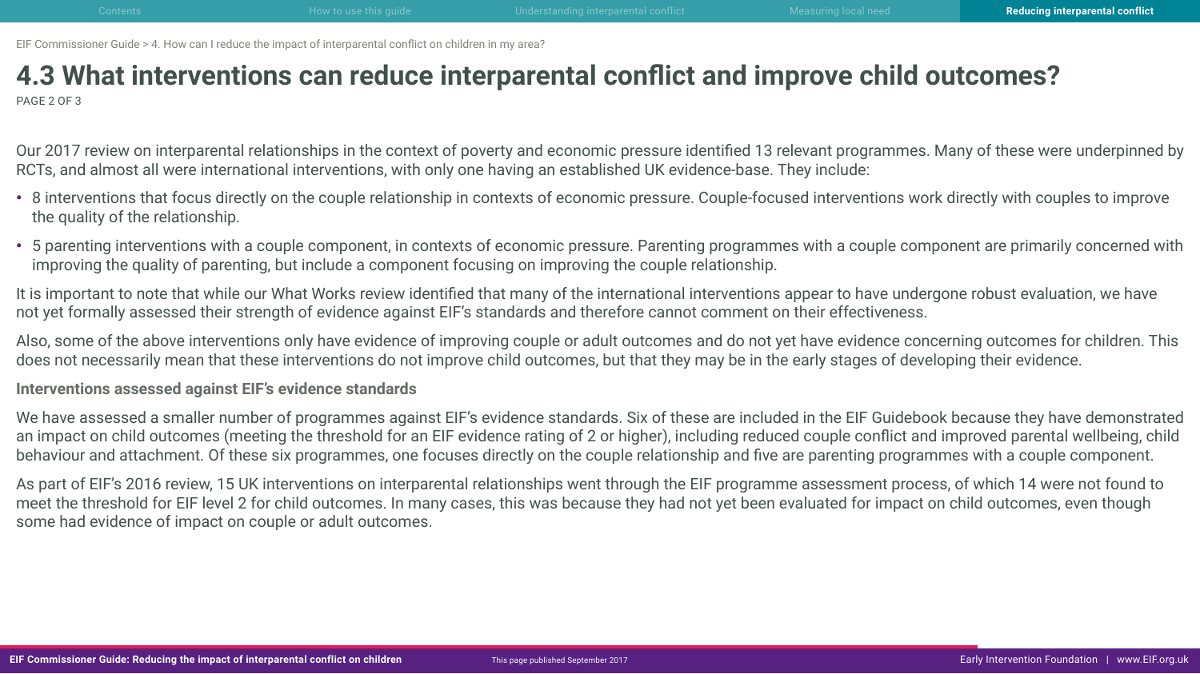# 4.3 What interventions can reduce interparental conflict and improve child outcomes?

Our 2017 review on interparental relationships in the context of poverty and economic pressure identified 13 relevant programmes. Many of these were underpinned by RCTs, and almost all were international interventions, with only one having an established UK evidence-base. They include:

- 8 interventions that focus directly on the couple relationship in contexts of economic pressure. Couple-focused interventions work directly with couples to improve the quality of the relationship.
- 5 parenting interventions with a couple component, in contexts of economic pressure. Parenting programmes with a couple component are primarily concerned with improving the quality of parenting, but include a component focusing on improving the couple relationship.

It is important to note that while our What Works review identified that many of the international interventions appear to have undergone robust evaluation, we have not yet formally assessed their strength of evidence against EIF's standards and therefore cannot comment on their effectiveness.

Also, some of the above interventions only have evidence of improving couple or adult outcomes and do not yet have evidence concerning outcomes for children. This does not necessarily mean that these interventions do not improve child outcomes, but that they may be in the early stages of developing their evidence.

**Interventions assessed against EIF's evidence standards**

We have assessed a smaller number of programmes against EIF's evidence standards. Six of these are included in the EIF Guidebook because they have demonstrated an impact on child outcomes (meeting the threshold for an EIF evidence rating of 2 or higher), including reduced couple conflict and improved parental wellbeing, child behaviour and attachment. Of these six programmes, one focuses directly on the couple relationship and five are parenting programmes with a couple component.

As part of EIF's 2016 review, 15 UK interventions on interparental relationships went through the EIF programme assessment process, of which 14 were not found to meet the threshold for EIF level 2 for child outcomes. In many cases, this was because they had not yet been evaluated for impact on child outcomes, even though some had evidence of impact on couple or adult outcomes.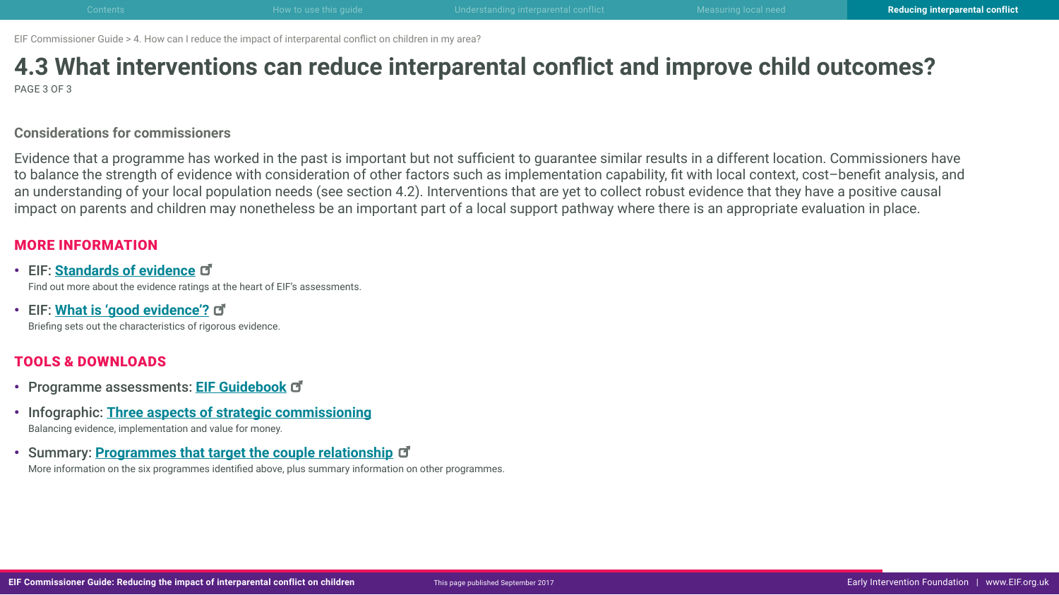EIF Commissioner Guide > 4. How can I reduce the impact of interparental conflict on children in my area?

# 4.3 What interventions can reduce interparental conflict and improve child outcomes?

PAGE 3 OF 3

### Considerations for commissioners

Evidence that a programme has worked in the past is important but not sufficient to guarantee similar results in a different location. Commissioners have to balance the strength of evidence with consideration of other factors such as implementation capability, fit with local context, cost–benefit analysis, and an understanding of your local population needs (see section 4.2). Interventions that are yet to collect robust evidence that they have a positive causal impact on parents and children may nonetheless be an important part of a local support pathway where there is an appropriate evaluation in place.

## MORE INFORMATION

- **EIF: Standards of evidence**
  Find out more about the evidence ratings at the heart of EIF's assessments.
- **EIF: What is 'good evidence'?**
  Briefing sets out the characteristics of rigorous evidence.

## TOOLS & DOWNLOADS

- **Programme assessments: EIF Guidebook**
- **Infographic: Three aspects of strategic commissioning**
  Balancing evidence, implementation and value for money.
- **Summary: Programmes that target the couple relationship**
  More information on the six programmes identified above, plus summary information on other programmes.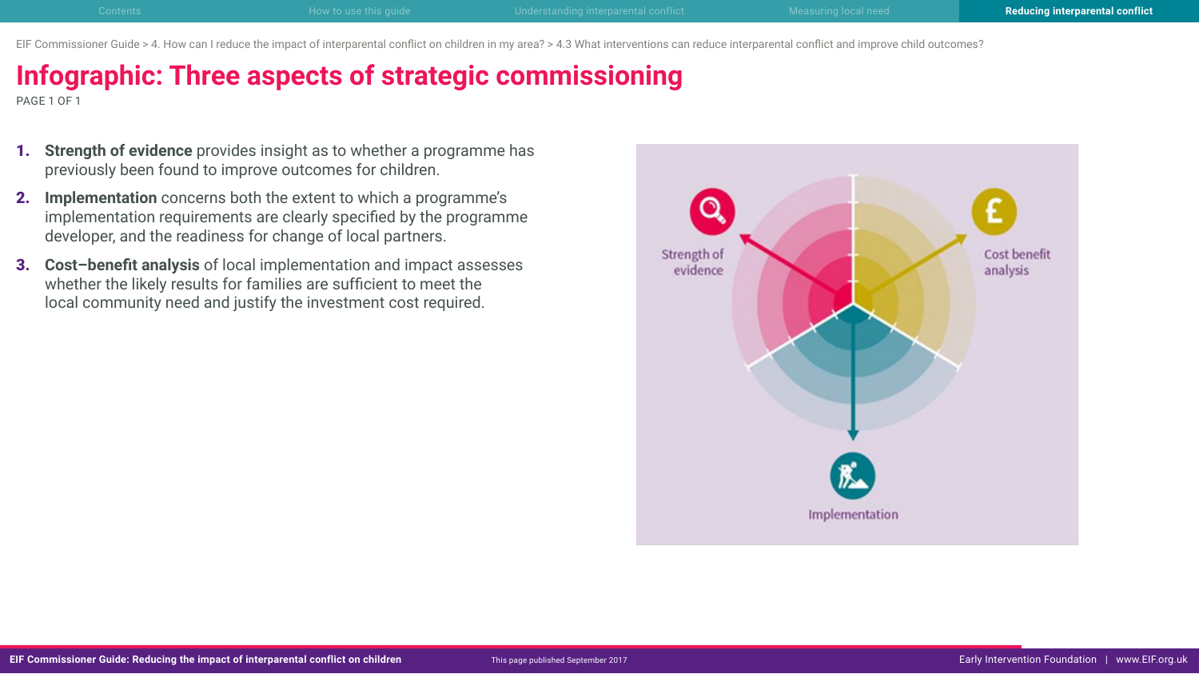# Infographic: Three aspects of strategic commissioning

1. **Strength of evidence** provides insight as to whether a programme has previously been found to improve outcomes for children.
2. **Implementation** concerns both the extent to which a programme's implementation requirements are clearly specified by the programme developer, and the readiness for change of local partners.
3. **Cost–benefit analysis** of local implementation and impact assesses whether the likely results for families are sufficient to meet the local community need and justify the investment cost required.

Strength of evidence

Cost benefit analysis

Implementation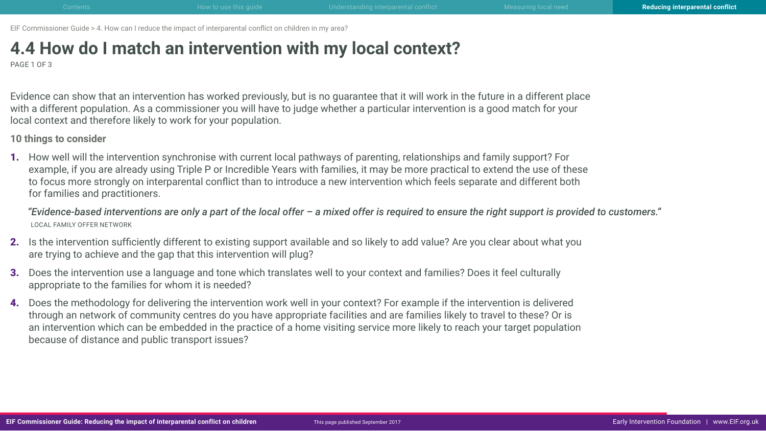EIF Commissioner Guide > 4. How can I reduce the impact of interparental conflict on children in my area?

# 4.4 How do I match an intervention with my local context?

PAGE 1 OF 3

Evidence can show that an intervention has worked previously, but is no guarantee that it will work in the future in a different place with a different population. As a commissioner you will have to judge whether a particular intervention is a good match for your local context and therefore likely to work for your population.

### 10 things to consider

1. How well will the intervention synchronise with current local pathways of parenting, relationships and family support? For example, if you are already using Triple P or Incredible Years with families, it may be more practical to extend the use of these to focus more strongly on interparental conflict than to introduce a new intervention which feels separate and different both for families and practitioners.

> ***"Evidence-based interventions are only a part of the local offer – a mixed offer is required to ensure the right support is provided to customers."***
> LOCAL FAMILY OFFER NETWORK

2. Is the intervention sufficiently different to existing support available and so likely to add value? Are you clear about what you are trying to achieve and the gap that this intervention will plug?
3. Does the intervention use a language and tone which translates well to your context and families? Does it feel culturally appropriate to the families for whom it is needed?
4. Does the methodology for delivering the intervention work well in your context? For example if the intervention is delivered through an network of community centres do you have appropriate facilities and are families likely to travel to these? Or is an intervention which can be embedded in the practice of a home visiting service more likely to reach your target population because of distance and public transport issues?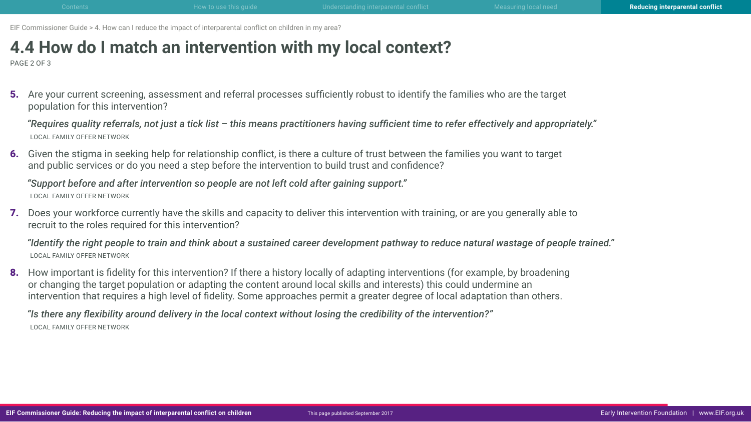EIF Commissioner Guide > 4. How can I reduce the impact of interparental conflict on children in my area?

# 4.4 How do I match an intervention with my local context?

PAGE 2 OF 3

5. Are your current screening, assessment and referral processes sufficiently robust to identify the families who are the target population for this intervention?

   ***"Requires quality referrals, not just a tick list – this means practitioners having sufficient time to refer effectively and appropriately."***
   LOCAL FAMILY OFFER NETWORK

6. Given the stigma in seeking help for relationship conflict, is there a culture of trust between the families you want to target and public services or do you need a step before the intervention to build trust and confidence?

   ***"Support before and after intervention so people are not left cold after gaining support."***
   LOCAL FAMILY OFFER NETWORK

7. Does your workforce currently have the skills and capacity to deliver this intervention with training, or are you generally able to recruit to the roles required for this intervention?

   ***"Identify the right people to train and think about a sustained career development pathway to reduce natural wastage of people trained."***
   LOCAL FAMILY OFFER NETWORK

8. How important is fidelity for this intervention? If there a history locally of adapting interventions (for example, by broadening or changing the target population or adapting the content around local skills and interests) this could undermine an intervention that requires a high level of fidelity. Some approaches permit a greater degree of local adaptation than others.

   ***"Is there any flexibility around delivery in the local context without losing the credibility of the intervention?"***
   LOCAL FAMILY OFFER NETWORK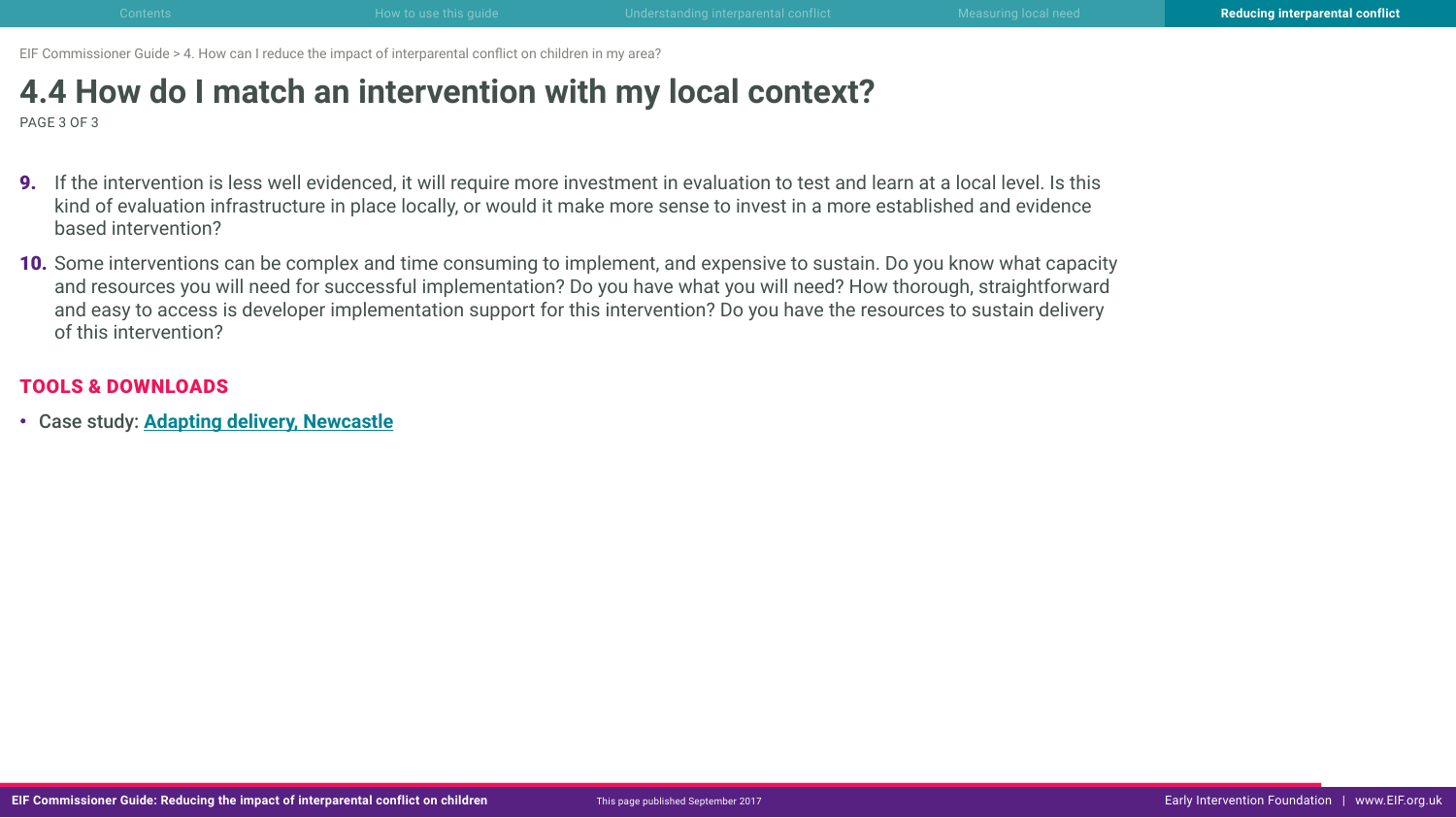EIF Commissioner Guide > 4. How can I reduce the impact of interparental conflict on children in my area?

# 4.4 How do I match an intervention with my local context?

PAGE 3 OF 3

9. If the intervention is less well evidenced, it will require more investment in evaluation to test and learn at a local level. Is this kind of evaluation infrastructure in place locally, or would it make more sense to invest in a more established and evidence based intervention?
10. Some interventions can be complex and time consuming to implement, and expensive to sustain. Do you know what capacity and resources you will need for successful implementation? Do you have what you will need? How thorough, straightforward and easy to access is developer implementation support for this intervention? Do you have the resources to sustain delivery of this intervention?

## TOOLS & DOWNLOADS

- Case study: **Adapting delivery, Newcastle**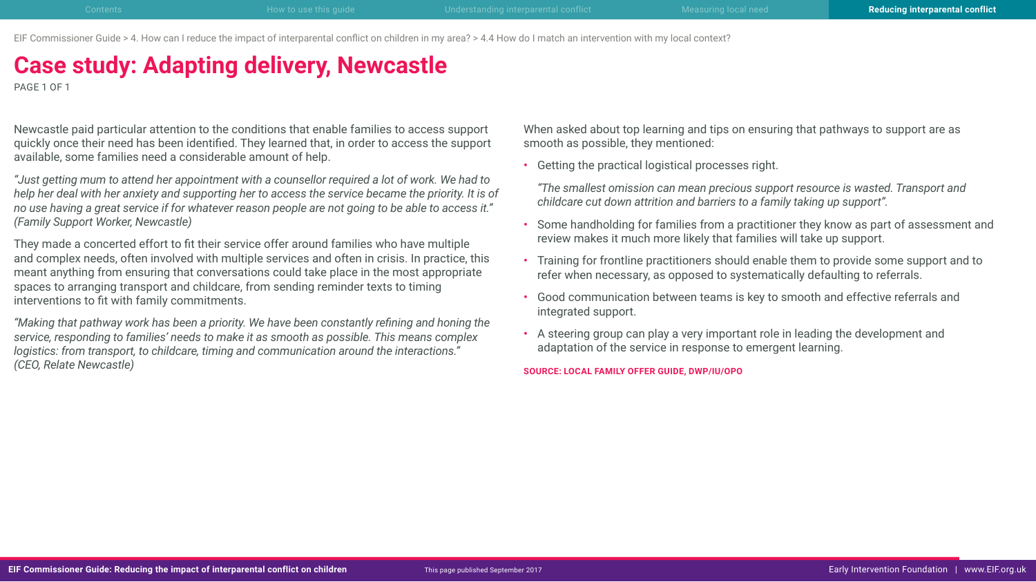# Case study: Adapting delivery, Newcastle

Newcastle paid particular attention to the conditions that enable families to access support quickly once their need has been identified. They learned that, in order to access the support available, some families need a considerable amount of help.

*"Just getting mum to attend her appointment with a counsellor required a lot of work. We had to help her deal with her anxiety and supporting her to access the service became the priority. It is of no use having a great service if for whatever reason people are not going to be able to access it." (Family Support Worker, Newcastle)*

They made a concerted effort to fit their service offer around families who have multiple and complex needs, often involved with multiple services and often in crisis. In practice, this meant anything from ensuring that conversations could take place in the most appropriate spaces to arranging transport and childcare, from sending reminder texts to timing interventions to fit with family commitments.

*"Making that pathway work has been a priority. We have been constantly refining and honing the service, responding to families' needs to make it as smooth as possible. This means complex logistics: from transport, to childcare, timing and communication around the interactions." (CEO, Relate Newcastle)*

When asked about top learning and tips on ensuring that pathways to support are as smooth as possible, they mentioned:

- Getting the practical logistical processes right.

  *"The smallest omission can mean precious support resource is wasted. Transport and childcare cut down attrition and barriers to a family taking up support".*

- Some handholding for families from a practitioner they know as part of assessment and review makes it much more likely that families will take up support.
- Training for frontline practitioners should enable them to provide some support and to refer when necessary, as opposed to systematically defaulting to referrals.
- Good communication between teams is key to smooth and effective referrals and integrated support.
- A steering group can play a very important role in leading the development and adaptation of the service in response to emergent learning.

**SOURCE: LOCAL FAMILY OFFER GUIDE, DWP/IU/OPO**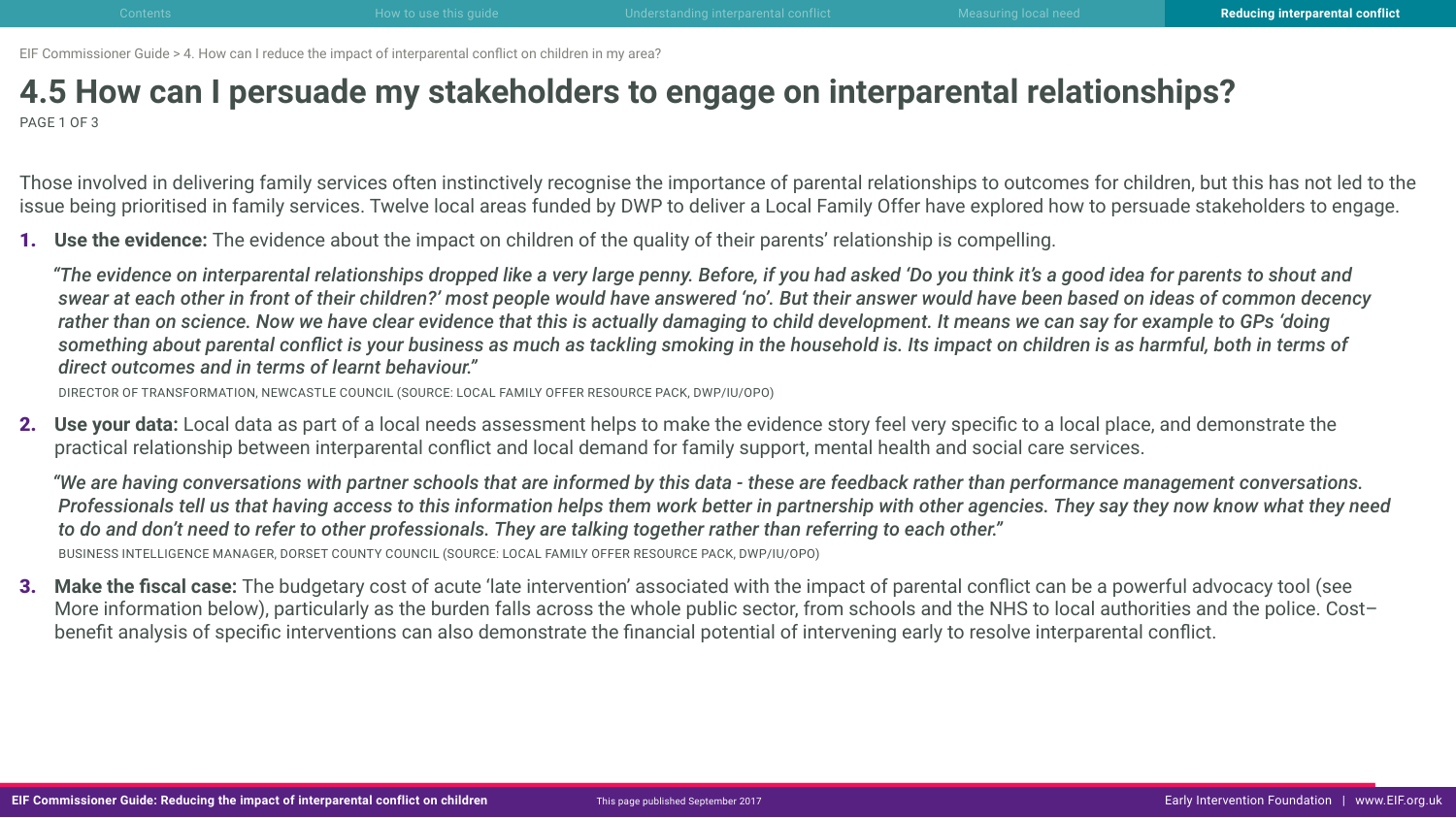EIF Commissioner Guide > 4. How can I reduce the impact of interparental conflict on children in my area?

# 4.5 How can I persuade my stakeholders to engage on interparental relationships?

PAGE 1 OF 3

Those involved in delivering family services often instinctively recognise the importance of parental relationships to outcomes for children, but this has not led to the issue being prioritised in family services. Twelve local areas funded by DWP to deliver a Local Family Offer have explored how to persuade stakeholders to engage.

1. **Use the evidence:** The evidence about the impact on children of the quality of their parents' relationship is compelling.

   *"The evidence on interparental relationships dropped like a very large penny. Before, if you had asked 'Do you think it's a good idea for parents to shout and swear at each other in front of their children?' most people would have answered 'no'. But their answer would have been based on ideas of common decency rather than on science. Now we have clear evidence that this is actually damaging to child development. It means we can say for example to GPs 'doing something about parental conflict is your business as much as tackling smoking in the household is. Its impact on children is as harmful, both in terms of direct outcomes and in terms of learnt behaviour."*

   DIRECTOR OF TRANSFORMATION, NEWCASTLE COUNCIL (SOURCE: LOCAL FAMILY OFFER RESOURCE PACK, DWP/IU/OPO)

2. **Use your data:** Local data as part of a local needs assessment helps to make the evidence story feel very specific to a local place, and demonstrate the practical relationship between interparental conflict and local demand for family support, mental health and social care services.

   *"We are having conversations with partner schools that are informed by this data - these are feedback rather than performance management conversations. Professionals tell us that having access to this information helps them work better in partnership with other agencies. They say they now know what they need to do and don't need to refer to other professionals. They are talking together rather than referring to each other."*

   BUSINESS INTELLIGENCE MANAGER, DORSET COUNTY COUNCIL (SOURCE: LOCAL FAMILY OFFER RESOURCE PACK, DWP/IU/OPO)

3. **Make the fiscal case:** The budgetary cost of acute 'late intervention' associated with the impact of parental conflict can be a powerful advocacy tool (see More information below), particularly as the burden falls across the whole public sector, from schools and the NHS to local authorities and the police. Cost–benefit analysis of specific interventions can also demonstrate the financial potential of intervening early to resolve interparental conflict.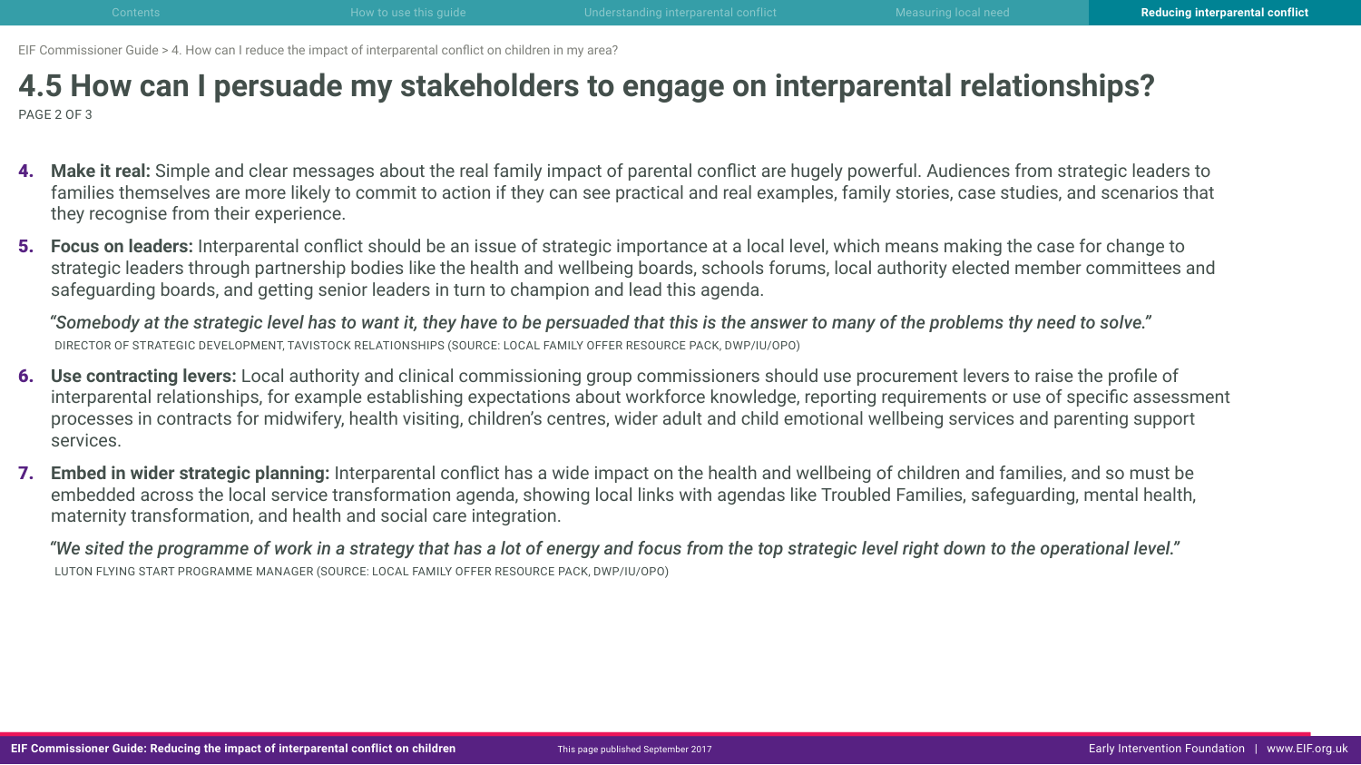# 4.5 How can I persuade my stakeholders to engage on interparental relationships?

4. **Make it real:** Simple and clear messages about the real family impact of parental conflict are hugely powerful. Audiences from strategic leaders to families themselves are more likely to commit to action if they can see practical and real examples, family stories, case studies, and scenarios that they recognise from their experience.
5. **Focus on leaders:** Interparental conflict should be an issue of strategic importance at a local level, which means making the case for change to strategic leaders through partnership bodies like the health and wellbeing boards, schools forums, local authority elected member committees and safeguarding boards, and getting senior leaders in turn to champion and lead this agenda.

> *"Somebody at the strategic level has to want it, they have to be persuaded that this is the answer to many of the problems thy need to solve."*
>
> DIRECTOR OF STRATEGIC DEVELOPMENT, TAVISTOCK RELATIONSHIPS (SOURCE: LOCAL FAMILY OFFER RESOURCE PACK, DWP/IU/OPO)

6. **Use contracting levers:** Local authority and clinical commissioning group commissioners should use procurement levers to raise the profile of interparental relationships, for example establishing expectations about workforce knowledge, reporting requirements or use of specific assessment processes in contracts for midwifery, health visiting, children's centres, wider adult and child emotional wellbeing services and parenting support services.
7. **Embed in wider strategic planning:** Interparental conflict has a wide impact on the health and wellbeing of children and families, and so must be embedded across the local service transformation agenda, showing local links with agendas like Troubled Families, safeguarding, mental health, maternity transformation, and health and social care integration.

> *"We sited the programme of work in a strategy that has a lot of energy and focus from the top strategic level right down to the operational level."*
>
> LUTON FLYING START PROGRAMME MANAGER (SOURCE: LOCAL FAMILY OFFER RESOURCE PACK, DWP/IU/OPO)

This page published September 2017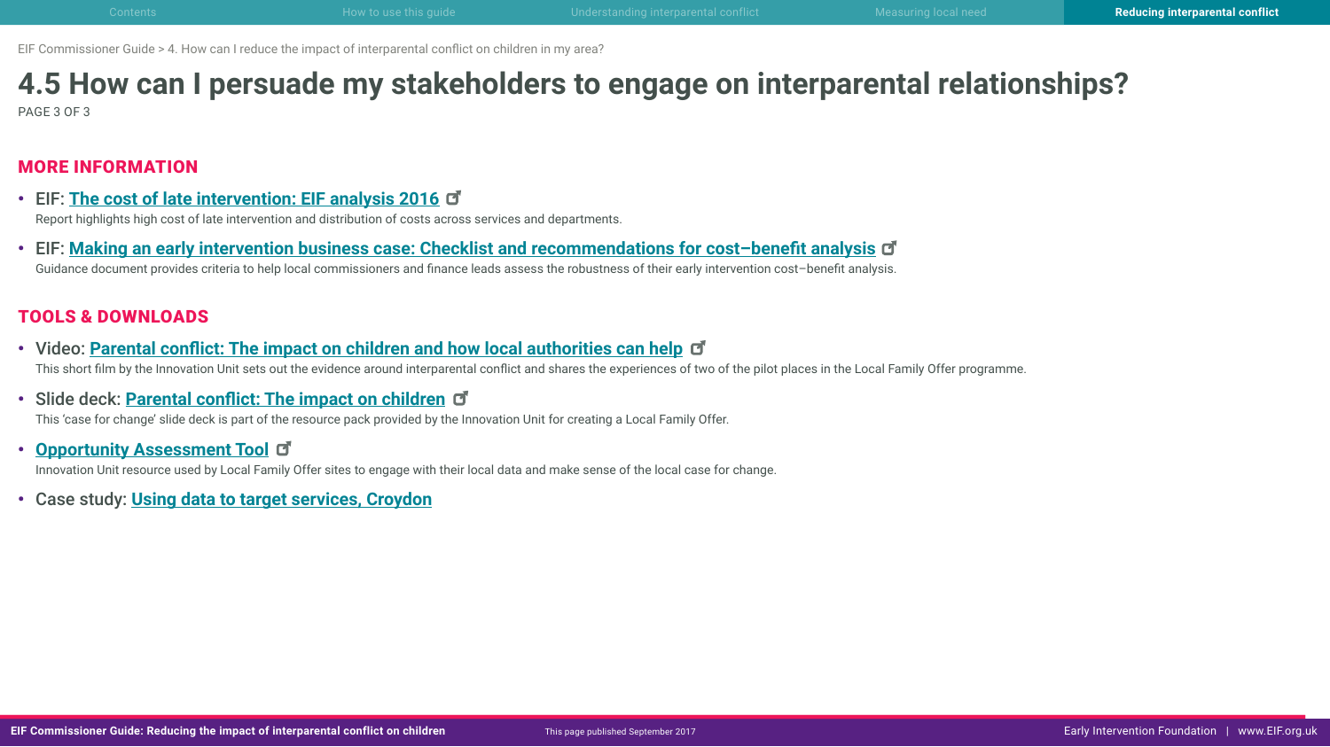EIF Commissioner Guide > 4. How can I reduce the impact of interparental conflict on children in my area?

# 4.5 How can I persuade my stakeholders to engage on interparental relationships?

PAGE 3 OF 3

## MORE INFORMATION

- EIF: **The cost of late intervention: EIF analysis 2016**
  Report highlights high cost of late intervention and distribution of costs across services and departments.
- EIF: **Making an early intervention business case: Checklist and recommendations for cost–benefit analysis**
  Guidance document provides criteria to help local commissioners and finance leads assess the robustness of their early intervention cost–benefit analysis.

## TOOLS & DOWNLOADS

- Video: **Parental conflict: The impact on children and how local authorities can help**
  This short film by the Innovation Unit sets out the evidence around interparental conflict and shares the experiences of two of the pilot places in the Local Family Offer programme.
- Slide deck: **Parental conflict: The impact on children**
  This 'case for change' slide deck is part of the resource pack provided by the Innovation Unit for creating a Local Family Offer.
- **Opportunity Assessment Tool**
  Innovation Unit resource used by Local Family Offer sites to engage with their local data and make sense of the local case for change.
- Case study: **Using data to target services, Croydon**

This page published September 2017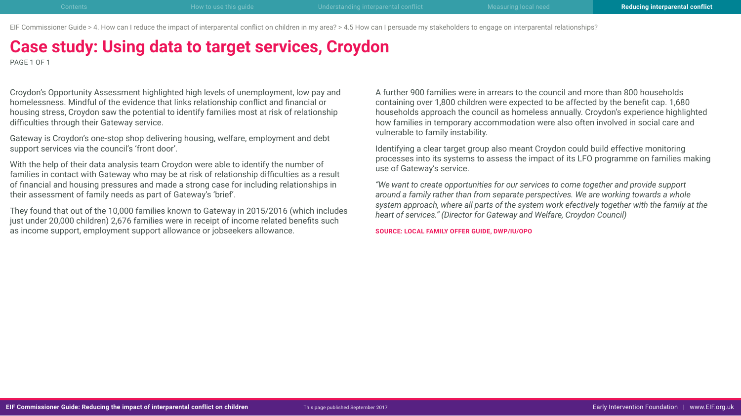EIF Commissioner Guide > 4. How can I reduce the impact of interparental conflict on children in my area? > 4.5 How can I persuade my stakeholders to engage on interparental relationships?

# Case study: Using data to target services, Croydon

Croydon's Opportunity Assessment highlighted high levels of unemployment, low pay and homelessness. Mindful of the evidence that links relationship conflict and financial or housing stress, Croydon saw the potential to identify families most at risk of relationship difficulties through their Gateway service.

Gateway is Croydon's one-stop shop delivering housing, welfare, employment and debt support services via the council's 'front door'.

With the help of their data analysis team Croydon were able to identify the number of families in contact with Gateway who may be at risk of relationship difficulties as a result of financial and housing pressures and made a strong case for including relationships in their assessment of family needs as part of Gateway's 'brief'.

They found that out of the 10,000 families known to Gateway in 2015/2016 (which includes just under 20,000 children) 2,676 families were in receipt of income related benefits such as income support, employment support allowance or jobseekers allowance.

A further 900 families were in arrears to the council and more than 800 households containing over 1,800 children were expected to be affected by the benefit cap. 1,680 households approach the council as homeless annually. Croydon's experience highlighted how families in temporary accommodation were also often involved in social care and vulnerable to family instability.

Identifying a clear target group also meant Croydon could build effective monitoring processes into its systems to assess the impact of its LFO programme on families making use of Gateway's service.

*"We want to create opportunities for our services to come together and provide support around a family rather than from separate perspectives. We are working towards a whole system approach, where all parts of the system work efectively together with the family at the heart of services." (Director for Gateway and Welfare, Croydon Council)*

**SOURCE: LOCAL FAMILY OFFER GUIDE, DWP/IU/OPO**

This page published September 2017